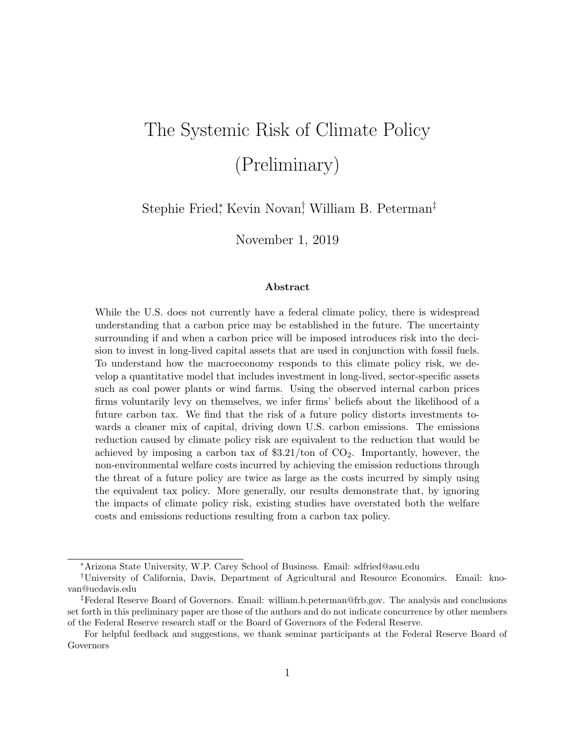# The Systemic Risk of Climate Policy (Preliminary)

Stephie Fried[*], Kevin Novan[†], William B. Peterman[‡]

November 1, 2019

### Abstract

While the U.S. does not currently have a federal climate policy, there is widespread understanding that a carbon price may be established in the future. The uncertainty surrounding if and when a carbon price will be imposed introduces risk into the decision to invest in long-lived capital assets that are used in conjunction with fossil fuels. To understand how the macroeconomy responds to this climate policy risk, we develop a quantitative model that includes investment in long-lived, sector-specific assets such as coal power plants or wind farms. Using the observed internal carbon prices firms voluntarily levy on themselves, we infer firms' beliefs about the likelihood of a future carbon tax. We find that the risk of a future policy distorts investments towards a cleaner mix of capital, driving down U.S. carbon emissions. The emissions reduction caused by climate policy risk are equivalent to the reduction that would be achieved by imposing a carbon tax of \$3.21/ton of $CO_2$. Importantly, however, the non-environmental welfare costs incurred by achieving the emission reductions through the threat of a future policy are twice as large as the costs incurred by simply using the equivalent tax policy. More generally, our results demonstrate that, by ignoring the impacts of climate policy risk, existing studies have overstated both the welfare costs and emissions reductions resulting from a carbon tax policy.

---

[*] Arizona State University, W.P. Carey School of Business. Email: sdfried@asu.edu

[†] University of California, Davis, Department of Agricultural and Resource Economics. Email: knovan@ucdavis.edu

[‡] Federal Reserve Board of Governors. Email: william.b.peterman@frb.gov. The analysis and conclusions set forth in this preliminary paper are those of the authors and do not indicate concurrence by other members of the Federal Reserve research staff or the Board of Governors of the Federal Reserve.

For helpful feedback and suggestions, we thank seminar participants at the Federal Reserve Board of Governors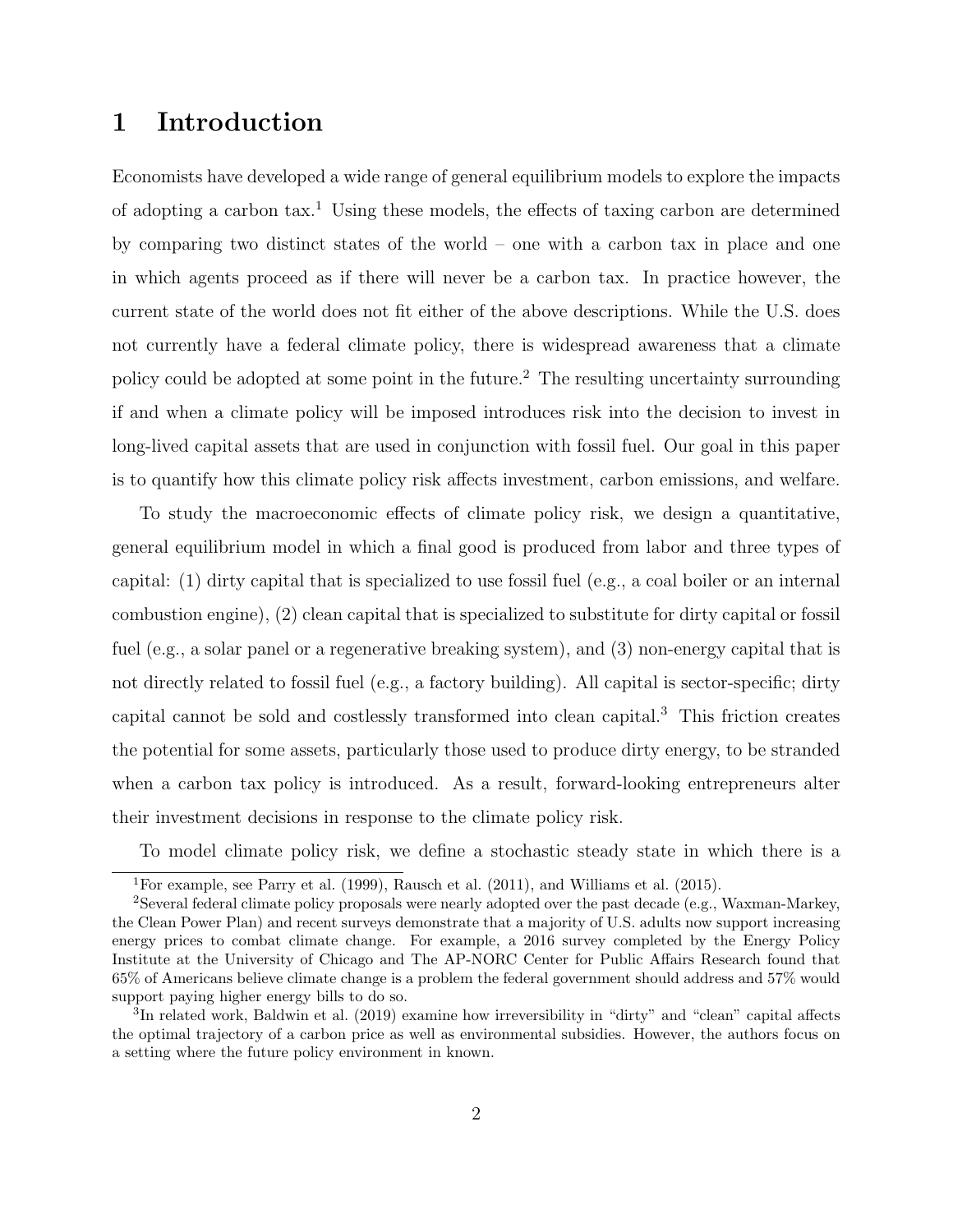# 1 Introduction

Economists have developed a wide range of general equilibrium models to explore the impacts of adopting a carbon tax.[1] Using these models, the effects of taxing carbon are determined by comparing two distinct states of the world – one with a carbon tax in place and one in which agents proceed as if there will never be a carbon tax. In practice however, the current state of the world does not fit either of the above descriptions. While the U.S. does not currently have a federal climate policy, there is widespread awareness that a climate policy could be adopted at some point in the future.[2] The resulting uncertainty surrounding if and when a climate policy will be imposed introduces risk into the decision to invest in long-lived capital assets that are used in conjunction with fossil fuel. Our goal in this paper is to quantify how this climate policy risk affects investment, carbon emissions, and welfare.

To study the macroeconomic effects of climate policy risk, we design a quantitative, general equilibrium model in which a final good is produced from labor and three types of capital: (1) dirty capital that is specialized to use fossil fuel (e.g., a coal boiler or an internal combustion engine), (2) clean capital that is specialized to substitute for dirty capital or fossil fuel (e.g., a solar panel or a regenerative breaking system), and (3) non-energy capital that is not directly related to fossil fuel (e.g., a factory building). All capital is sector-specific; dirty capital cannot be sold and costlessly transformed into clean capital.[3] This friction creates the potential for some assets, particularly those used to produce dirty energy, to be stranded when a carbon tax policy is introduced. As a result, forward-looking entrepreneurs alter their investment decisions in response to the climate policy risk.

To model climate policy risk, we define a stochastic steady state in which there is a

[1] For example, see Parry et al. (1999), Rausch et al. (2011), and Williams et al. (2015).

[2] Several federal climate policy proposals were nearly adopted over the past decade (e.g., Waxman-Markey, the Clean Power Plan) and recent surveys demonstrate that a majority of U.S. adults now support increasing energy prices to combat climate change. For example, a 2016 survey completed by the Energy Policy Institute at the University of Chicago and The AP-NORC Center for Public Affairs Research found that 65% of Americans believe climate change is a problem the federal government should address and 57% would support paying higher energy bills to do so.

[3] In related work, Baldwin et al. (2019) examine how irreversibility in "dirty" and "clean" capital affects the optimal trajectory of a carbon price as well as environmental subsidies. However, the authors focus on a setting where the future policy environment in known.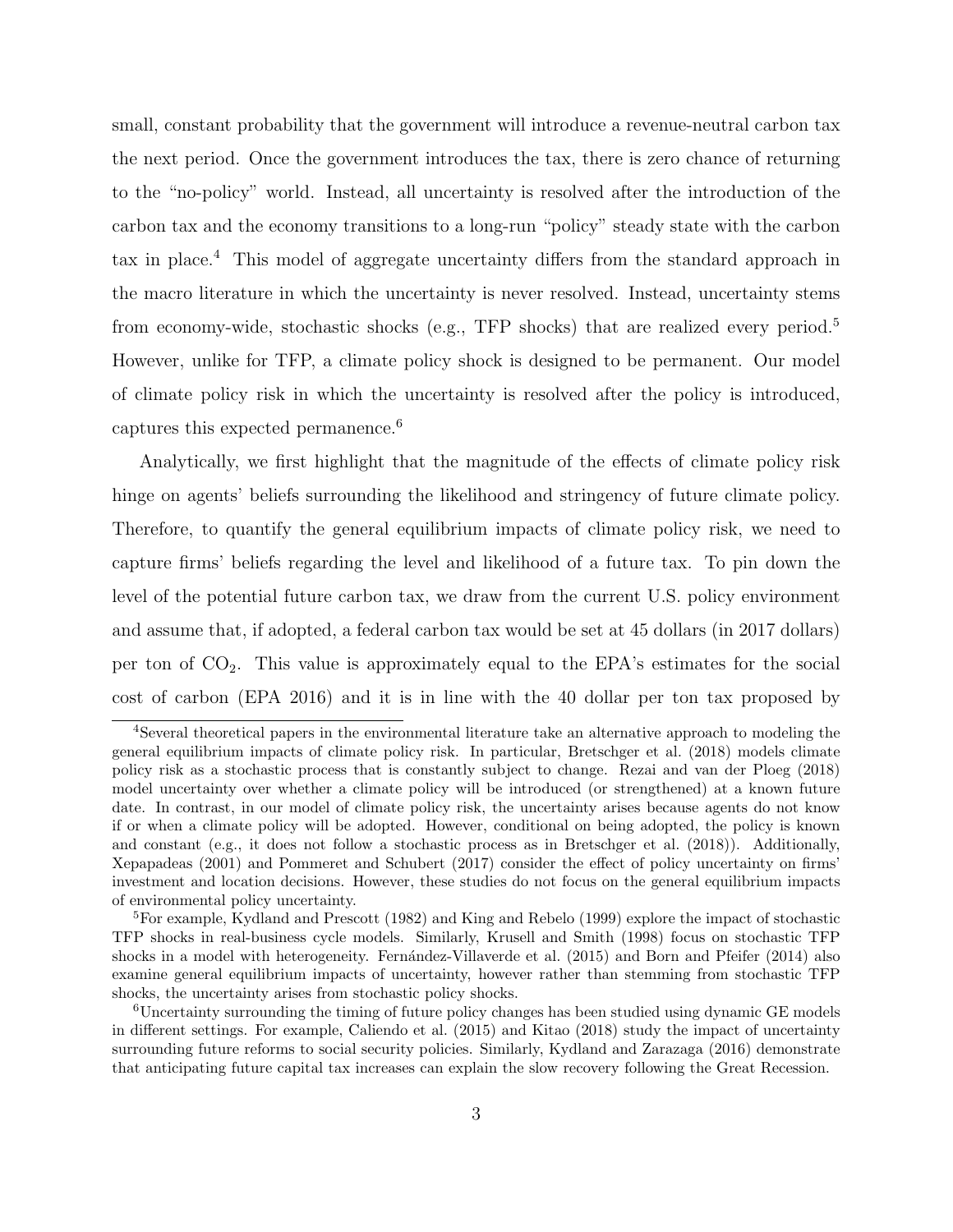small, constant probability that the government will introduce a revenue-neutral carbon tax the next period. Once the government introduces the tax, there is zero chance of returning to the "no-policy" world. Instead, all uncertainty is resolved after the introduction of the carbon tax and the economy transitions to a long-run "policy" steady state with the carbon tax in place.[4] This model of aggregate uncertainty differs from the standard approach in the macro literature in which the uncertainty is never resolved. Instead, uncertainty stems from economy-wide, stochastic shocks (e.g., TFP shocks) that are realized every period.[5] However, unlike for TFP, a climate policy shock is designed to be permanent. Our model of climate policy risk in which the uncertainty is resolved after the policy is introduced, captures this expected permanence.[6]

Analytically, we first highlight that the magnitude of the effects of climate policy risk hinge on agents' beliefs surrounding the likelihood and stringency of future climate policy. Therefore, to quantify the general equilibrium impacts of climate policy risk, we need to capture firms' beliefs regarding the level and likelihood of a future tax. To pin down the level of the potential future carbon tax, we draw from the current U.S. policy environment and assume that, if adopted, a federal carbon tax would be set at 45 dollars (in 2017 dollars) per ton of $CO_2$. This value is approximately equal to the EPA's estimates for the social cost of carbon (EPA 2016) and it is in line with the 40 dollar per ton tax proposed by

[4] Several theoretical papers in the environmental literature take an alternative approach to modeling the general equilibrium impacts of climate policy risk. In particular, Bretschger et al. (2018) models climate policy risk as a stochastic process that is constantly subject to change. Rezai and van der Ploeg (2018) model uncertainty over whether a climate policy will be introduced (or strengthened) at a known future date. In contrast, in our model of climate policy risk, the uncertainty arises because agents do not know if or when a climate policy will be adopted. However, conditional on being adopted, the policy is known and constant (e.g., it does not follow a stochastic process as in Bretschger et al. (2018)). Additionally, Xepapadeas (2001) and Pommeret and Schubert (2017) consider the effect of policy uncertainty on firms' investment and location decisions. However, these studies do not focus on the general equilibrium impacts of environmental policy uncertainty.

[5] For example, Kydland and Prescott (1982) and King and Rebelo (1999) explore the impact of stochastic TFP shocks in real-business cycle models. Similarly, Krusell and Smith (1998) focus on stochastic TFP shocks in a model with heterogeneity. Fernández-Villaverde et al. (2015) and Born and Pfeifer (2014) also examine general equilibrium impacts of uncertainty, however rather than stemming from stochastic TFP shocks, the uncertainty arises from stochastic policy shocks.

[6] Uncertainty surrounding the timing of future policy changes has been studied using dynamic GE models in different settings. For example, Caliendo et al. (2015) and Kitao (2018) study the impact of uncertainty surrounding future reforms to social security policies. Similarly, Kydland and Zarazaga (2016) demonstrate that anticipating future capital tax increases can explain the slow recovery following the Great Recession.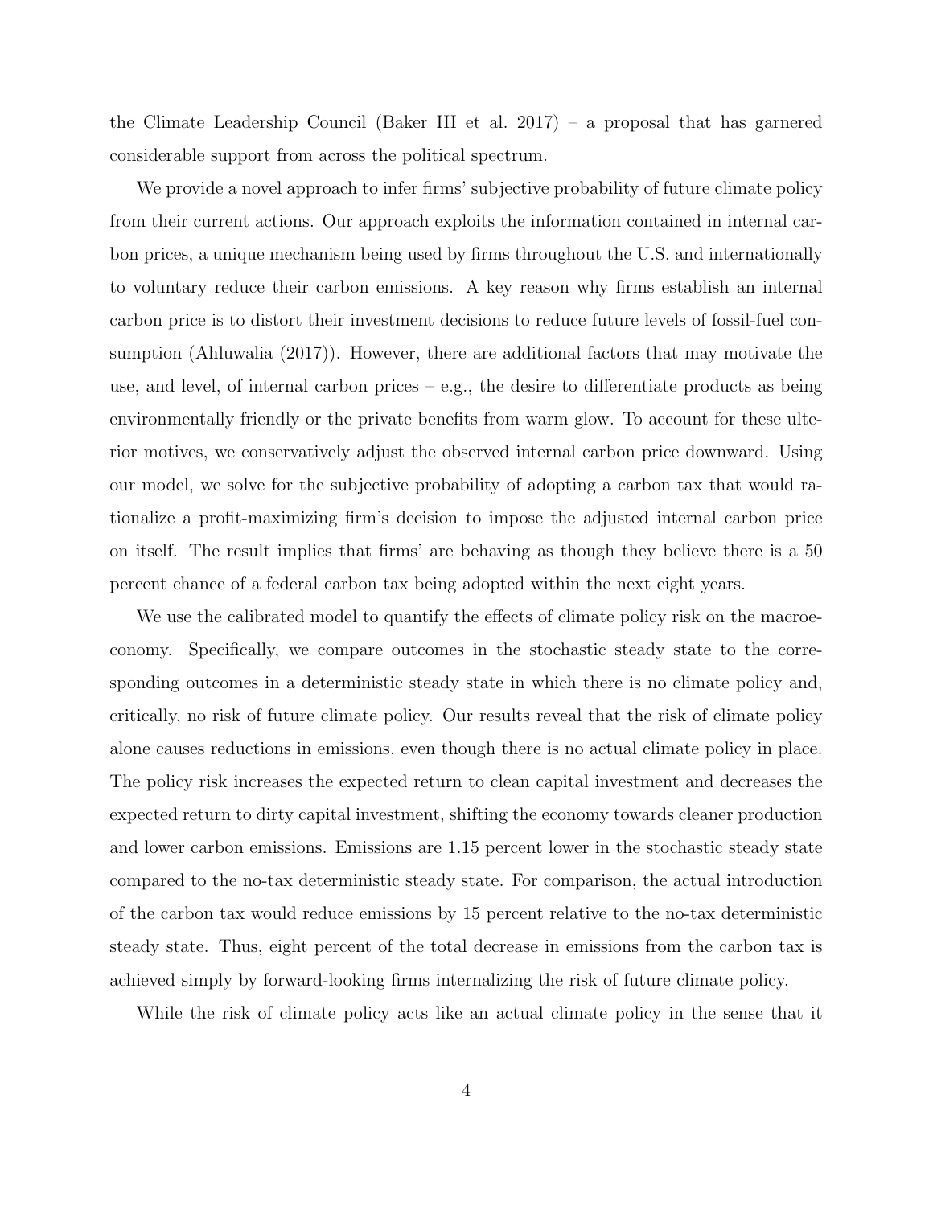the Climate Leadership Council (Baker III et al. 2017) – a proposal that has garnered considerable support from across the political spectrum.

We provide a novel approach to infer firms' subjective probability of future climate policy from their current actions. Our approach exploits the information contained in internal carbon prices, a unique mechanism being used by firms throughout the U.S. and internationally to voluntary reduce their carbon emissions. A key reason why firms establish an internal carbon price is to distort their investment decisions to reduce future levels of fossil-fuel consumption (Ahluwalia (2017)). However, there are additional factors that may motivate the use, and level, of internal carbon prices – e.g., the desire to differentiate products as being environmentally friendly or the private benefits from warm glow. To account for these ulterior motives, we conservatively adjust the observed internal carbon price downward. Using our model, we solve for the subjective probability of adopting a carbon tax that would rationalize a profit-maximizing firm's decision to impose the adjusted internal carbon price on itself. The result implies that firms' are behaving as though they believe there is a 50 percent chance of a federal carbon tax being adopted within the next eight years.

We use the calibrated model to quantify the effects of climate policy risk on the macroeconomy. Specifically, we compare outcomes in the stochastic steady state to the corresponding outcomes in a deterministic steady state in which there is no climate policy and, critically, no risk of future climate policy. Our results reveal that the risk of climate policy alone causes reductions in emissions, even though there is no actual climate policy in place. The policy risk increases the expected return to clean capital investment and decreases the expected return to dirty capital investment, shifting the economy towards cleaner production and lower carbon emissions. Emissions are 1.15 percent lower in the stochastic steady state compared to the no-tax deterministic steady state. For comparison, the actual introduction of the carbon tax would reduce emissions by 15 percent relative to the no-tax deterministic steady state. Thus, eight percent of the total decrease in emissions from the carbon tax is achieved simply by forward-looking firms internalizing the risk of future climate policy.

While the risk of climate policy acts like an actual climate policy in the sense that it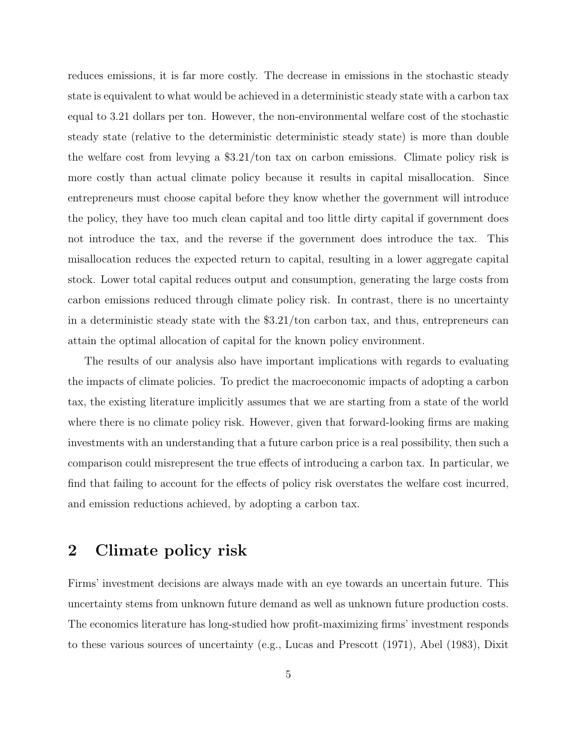reduces emissions, it is far more costly. The decrease in emissions in the stochastic steady state is equivalent to what would be achieved in a deterministic steady state with a carbon tax equal to 3.21 dollars per ton. However, the non-environmental welfare cost of the stochastic steady state (relative to the deterministic deterministic steady state) is more than double the welfare cost from levying a $3.21/ton tax on carbon emissions. Climate policy risk is more costly than actual climate policy because it results in capital misallocation. Since entrepreneurs must choose capital before they know whether the government will introduce the policy, they have too much clean capital and too little dirty capital if government does not introduce the tax, and the reverse if the government does introduce the tax. This misallocation reduces the expected return to capital, resulting in a lower aggregate capital stock. Lower total capital reduces output and consumption, generating the large costs from carbon emissions reduced through climate policy risk. In contrast, there is no uncertainty in a deterministic steady state with the $3.21/ton carbon tax, and thus, entrepreneurs can attain the optimal allocation of capital for the known policy environment.

The results of our analysis also have important implications with regards to evaluating the impacts of climate policies. To predict the macroeconomic impacts of adopting a carbon tax, the existing literature implicitly assumes that we are starting from a state of the world where there is no climate policy risk. However, given that forward-looking firms are making investments with an understanding that a future carbon price is a real possibility, then such a comparison could misrepresent the true effects of introducing a carbon tax. In particular, we find that failing to account for the effects of policy risk overstates the welfare cost incurred, and emission reductions achieved, by adopting a carbon tax.

## 2 Climate policy risk

Firms' investment decisions are always made with an eye towards an uncertain future. This uncertainty stems from unknown future demand as well as unknown future production costs. The economics literature has long-studied how profit-maximizing firms' investment responds to these various sources of uncertainty (e.g., Lucas and Prescott (1971), Abel (1983), Dixit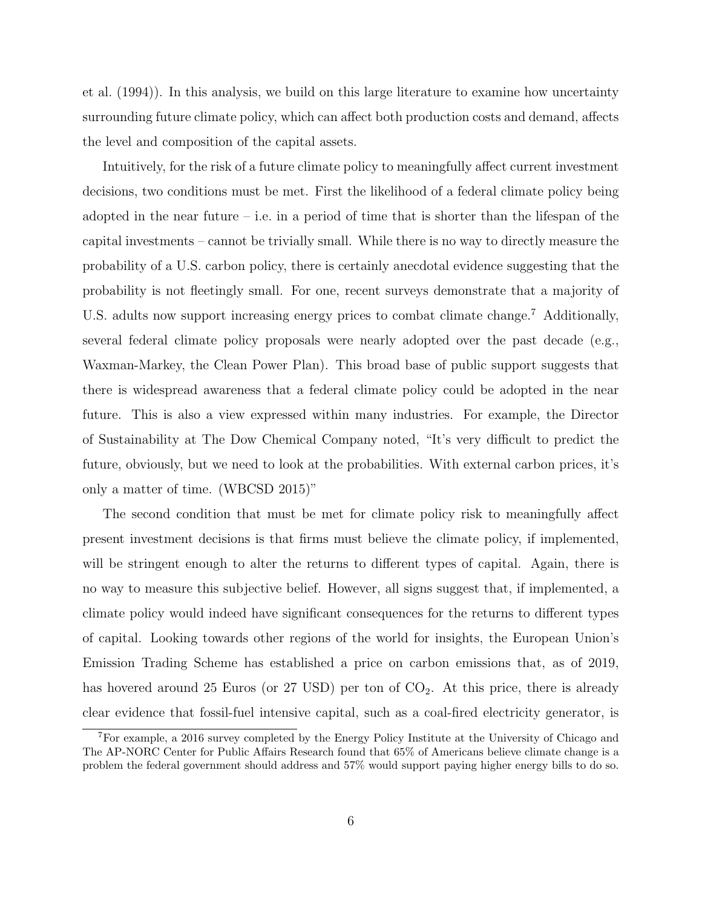et al. (1994)). In this analysis, we build on this large literature to examine how uncertainty surrounding future climate policy, which can affect both production costs and demand, affects the level and composition of the capital assets.

Intuitively, for the risk of a future climate policy to meaningfully affect current investment decisions, two conditions must be met. First the likelihood of a federal climate policy being adopted in the near future – i.e. in a period of time that is shorter than the lifespan of the capital investments – cannot be trivially small. While there is no way to directly measure the probability of a U.S. carbon policy, there is certainly anecdotal evidence suggesting that the probability is not fleetingly small. For one, recent surveys demonstrate that a majority of U.S. adults now support increasing energy prices to combat climate change.[7] Additionally, several federal climate policy proposals were nearly adopted over the past decade (e.g., Waxman-Markey, the Clean Power Plan). This broad base of public support suggests that there is widespread awareness that a federal climate policy could be adopted in the near future. This is also a view expressed within many industries. For example, the Director of Sustainability at The Dow Chemical Company noted, "It's very difficult to predict the future, obviously, but we need to look at the probabilities. With external carbon prices, it's only a matter of time. (WBCSD 2015)"

The second condition that must be met for climate policy risk to meaningfully affect present investment decisions is that firms must believe the climate policy, if implemented, will be stringent enough to alter the returns to different types of capital. Again, there is no way to measure this subjective belief. However, all signs suggest that, if implemented, a climate policy would indeed have significant consequences for the returns to different types of capital. Looking towards other regions of the world for insights, the European Union's Emission Trading Scheme has established a price on carbon emissions that, as of 2019, has hovered around 25 Euros (or 27 USD) per ton of $CO_2$. At this price, there is already clear evidence that fossil-fuel intensive capital, such as a coal-fired electricity generator, is

[7] For example, a 2016 survey completed by the Energy Policy Institute at the University of Chicago and The AP-NORC Center for Public Affairs Research found that 65% of Americans believe climate change is a problem the federal government should address and 57% would support paying higher energy bills to do so.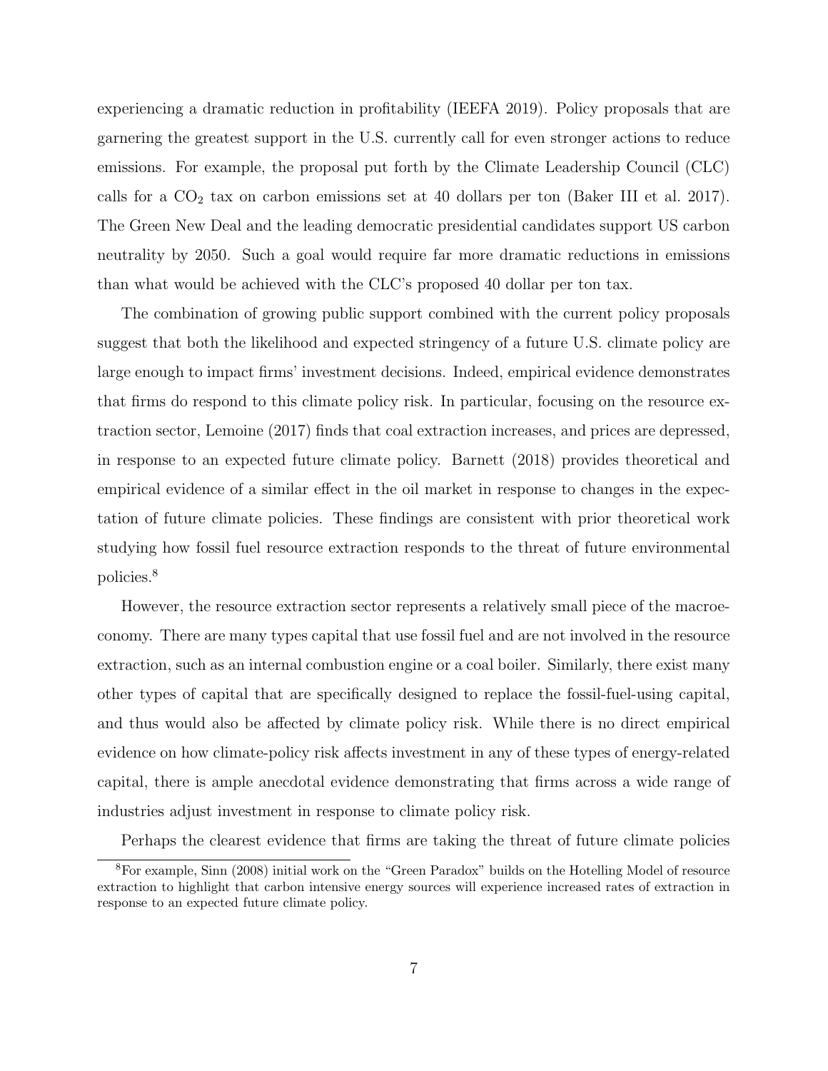experiencing a dramatic reduction in profitability (IEEFA 2019). Policy proposals that are garnering the greatest support in the U.S. currently call for even stronger actions to reduce emissions. For example, the proposal put forth by the Climate Leadership Council (CLC) calls for a $CO_2$ tax on carbon emissions set at 40 dollars per ton (Baker III et al. 2017). The Green New Deal and the leading democratic presidential candidates support US carbon neutrality by 2050. Such a goal would require far more dramatic reductions in emissions than what would be achieved with the CLC's proposed 40 dollar per ton tax.

The combination of growing public support combined with the current policy proposals suggest that both the likelihood and expected stringency of a future U.S. climate policy are large enough to impact firms' investment decisions. Indeed, empirical evidence demonstrates that firms do respond to this climate policy risk. In particular, focusing on the resource extraction sector, Lemoine (2017) finds that coal extraction increases, and prices are depressed, in response to an expected future climate policy. Barnett (2018) provides theoretical and empirical evidence of a similar effect in the oil market in response to changes in the expectation of future climate policies. These findings are consistent with prior theoretical work studying how fossil fuel resource extraction responds to the threat of future environmental policies.[8]

However, the resource extraction sector represents a relatively small piece of the macroeconomy. There are many types capital that use fossil fuel and are not involved in the resource extraction, such as an internal combustion engine or a coal boiler. Similarly, there exist many other types of capital that are specifically designed to replace the fossil-fuel-using capital, and thus would also be affected by climate policy risk. While there is no direct empirical evidence on how climate-policy risk affects investment in any of these types of energy-related capital, there is ample anecdotal evidence demonstrating that firms across a wide range of industries adjust investment in response to climate policy risk.

Perhaps the clearest evidence that firms are taking the threat of future climate policies

[8]For example, Sinn (2008) initial work on the "Green Paradox" builds on the Hotelling Model of resource extraction to highlight that carbon intensive energy sources will experience increased rates of extraction in response to an expected future climate policy.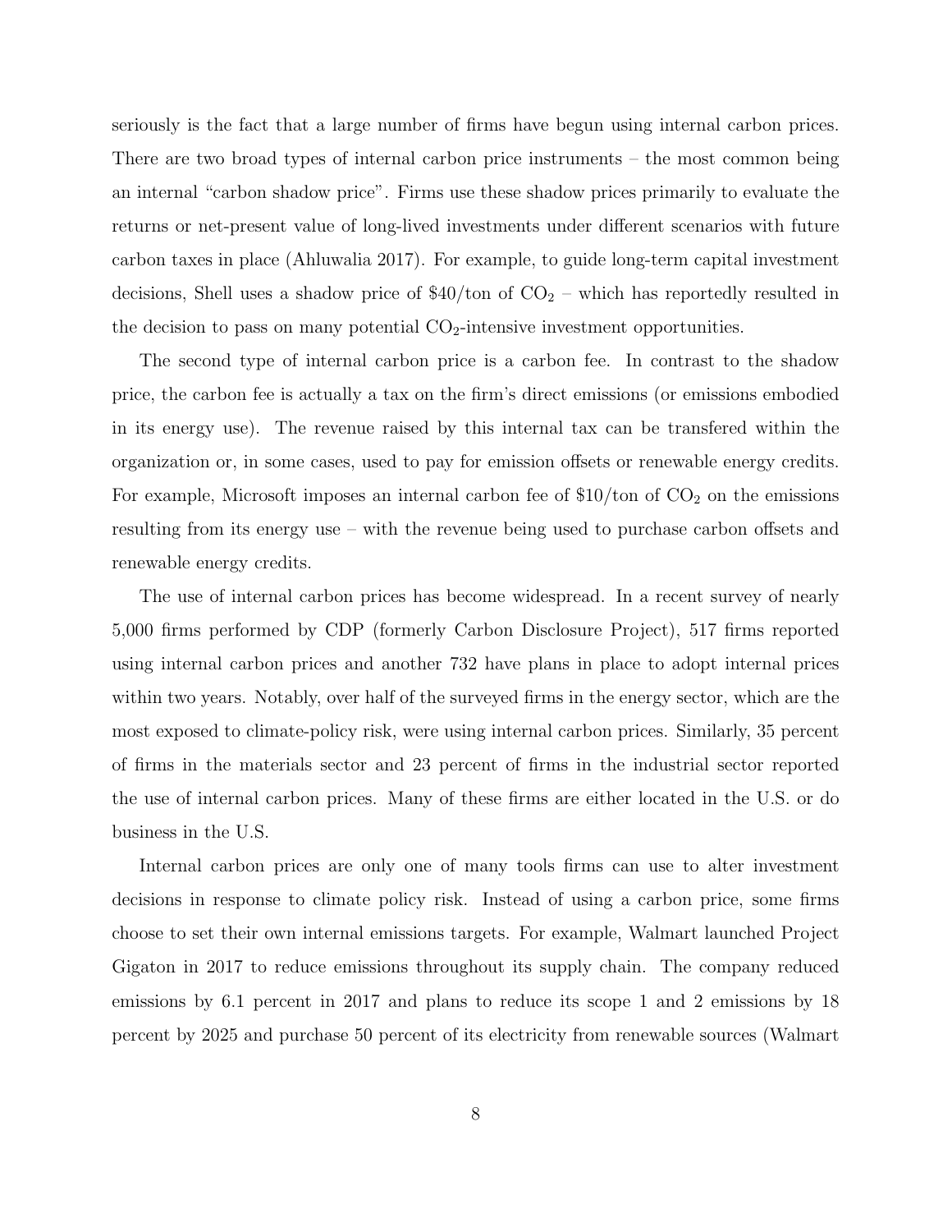seriously is the fact that a large number of firms have begun using internal carbon prices. There are two broad types of internal carbon price instruments – the most common being an internal "carbon shadow price". Firms use these shadow prices primarily to evaluate the returns or net-present value of long-lived investments under different scenarios with future carbon taxes in place (Ahluwalia 2017). For example, to guide long-term capital investment decisions, Shell uses a shadow price of \$40/ton of $CO_2$ – which has reportedly resulted in the decision to pass on many potential $CO_2$-intensive investment opportunities.

The second type of internal carbon price is a carbon fee. In contrast to the shadow price, the carbon fee is actually a tax on the firm's direct emissions (or emissions embodied in its energy use). The revenue raised by this internal tax can be transfered within the organization or, in some cases, used to pay for emission offsets or renewable energy credits. For example, Microsoft imposes an internal carbon fee of \$10/ton of $CO_2$ on the emissions resulting from its energy use – with the revenue being used to purchase carbon offsets and renewable energy credits.

The use of internal carbon prices has become widespread. In a recent survey of nearly 5,000 firms performed by CDP (formerly Carbon Disclosure Project), 517 firms reported using internal carbon prices and another 732 have plans in place to adopt internal prices within two years. Notably, over half of the surveyed firms in the energy sector, which are the most exposed to climate-policy risk, were using internal carbon prices. Similarly, 35 percent of firms in the materials sector and 23 percent of firms in the industrial sector reported the use of internal carbon prices. Many of these firms are either located in the U.S. or do business in the U.S.

Internal carbon prices are only one of many tools firms can use to alter investment decisions in response to climate policy risk. Instead of using a carbon price, some firms choose to set their own internal emissions targets. For example, Walmart launched Project Gigaton in 2017 to reduce emissions throughout its supply chain. The company reduced emissions by 6.1 percent in 2017 and plans to reduce its scope 1 and 2 emissions by 18 percent by 2025 and purchase 50 percent of its electricity from renewable sources (Walmart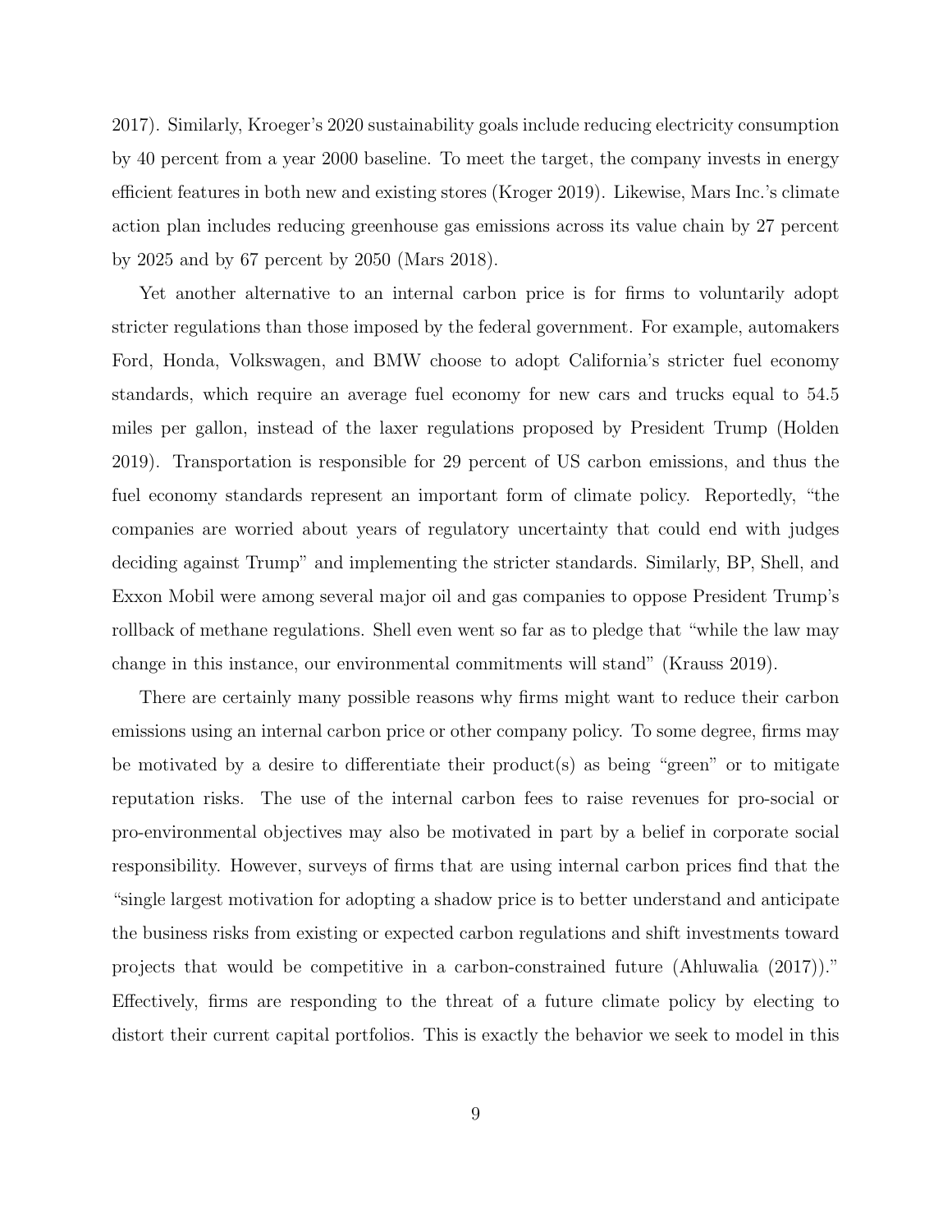2017). Similarly, Kroeger's 2020 sustainability goals include reducing electricity consumption by 40 percent from a year 2000 baseline. To meet the target, the company invests in energy efficient features in both new and existing stores (Kroger 2019). Likewise, Mars Inc.'s climate action plan includes reducing greenhouse gas emissions across its value chain by 27 percent by 2025 and by 67 percent by 2050 (Mars 2018).

Yet another alternative to an internal carbon price is for firms to voluntarily adopt stricter regulations than those imposed by the federal government. For example, automakers Ford, Honda, Volkswagen, and BMW choose to adopt California's stricter fuel economy standards, which require an average fuel economy for new cars and trucks equal to 54.5 miles per gallon, instead of the laxer regulations proposed by President Trump (Holden 2019). Transportation is responsible for 29 percent of US carbon emissions, and thus the fuel economy standards represent an important form of climate policy. Reportedly, "the companies are worried about years of regulatory uncertainty that could end with judges deciding against Trump" and implementing the stricter standards. Similarly, BP, Shell, and Exxon Mobil were among several major oil and gas companies to oppose President Trump's rollback of methane regulations. Shell even went so far as to pledge that "while the law may change in this instance, our environmental commitments will stand" (Krauss 2019).

There are certainly many possible reasons why firms might want to reduce their carbon emissions using an internal carbon price or other company policy. To some degree, firms may be motivated by a desire to differentiate their product(s) as being "green" or to mitigate reputation risks. The use of the internal carbon fees to raise revenues for pro-social or pro-environmental objectives may also be motivated in part by a belief in corporate social responsibility. However, surveys of firms that are using internal carbon prices find that the "single largest motivation for adopting a shadow price is to better understand and anticipate the business risks from existing or expected carbon regulations and shift investments toward projects that would be competitive in a carbon-constrained future (Ahluwalia (2017))." Effectively, firms are responding to the threat of a future climate policy by electing to distort their current capital portfolios. This is exactly the behavior we seek to model in this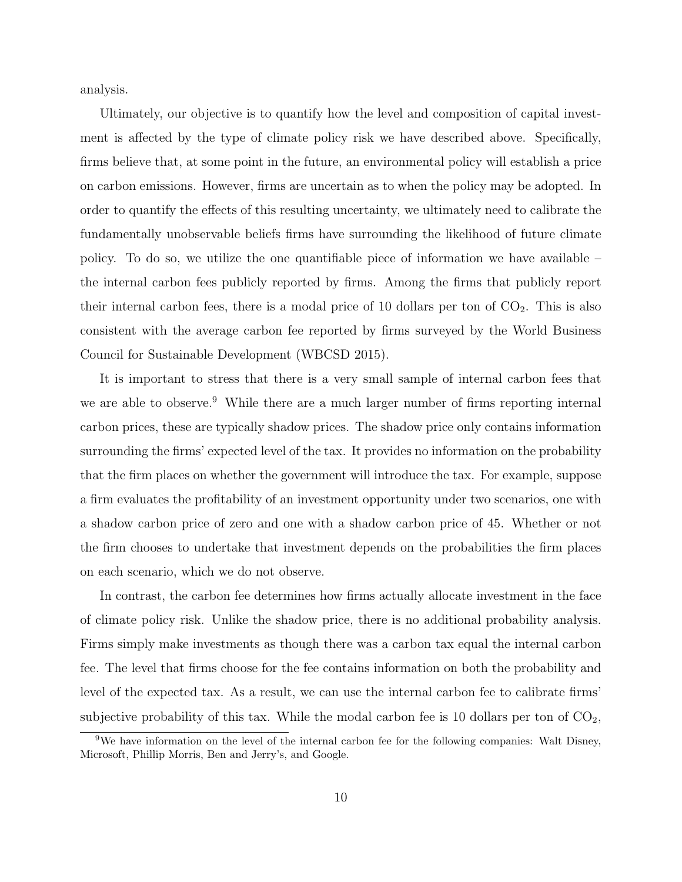analysis.

Ultimately, our objective is to quantify how the level and composition of capital investment is affected by the type of climate policy risk we have described above. Specifically, firms believe that, at some point in the future, an environmental policy will establish a price on carbon emissions. However, firms are uncertain as to when the policy may be adopted. In order to quantify the effects of this resulting uncertainty, we ultimately need to calibrate the fundamentally unobservable beliefs firms have surrounding the likelihood of future climate policy. To do so, we utilize the one quantifiable piece of information we have available – the internal carbon fees publicly reported by firms. Among the firms that publicly report their internal carbon fees, there is a modal price of 10 dollars per ton of $CO_2$. This is also consistent with the average carbon fee reported by firms surveyed by the World Business Council for Sustainable Development (WBCSD 2015).

It is important to stress that there is a very small sample of internal carbon fees that we are able to observe.[9] While there are a much larger number of firms reporting internal carbon prices, these are typically shadow prices. The shadow price only contains information surrounding the firms' expected level of the tax. It provides no information on the probability that the firm places on whether the government will introduce the tax. For example, suppose a firm evaluates the profitability of an investment opportunity under two scenarios, one with a shadow carbon price of zero and one with a shadow carbon price of 45. Whether or not the firm chooses to undertake that investment depends on the probabilities the firm places on each scenario, which we do not observe.

In contrast, the carbon fee determines how firms actually allocate investment in the face of climate policy risk. Unlike the shadow price, there is no additional probability analysis. Firms simply make investments as though there was a carbon tax equal the internal carbon fee. The level that firms choose for the fee contains information on both the probability and level of the expected tax. As a result, we can use the internal carbon fee to calibrate firms' subjective probability of this tax. While the modal carbon fee is 10 dollars per ton of $CO_2$,

[9] We have information on the level of the internal carbon fee for the following companies: Walt Disney, Microsoft, Phillip Morris, Ben and Jerry's, and Google.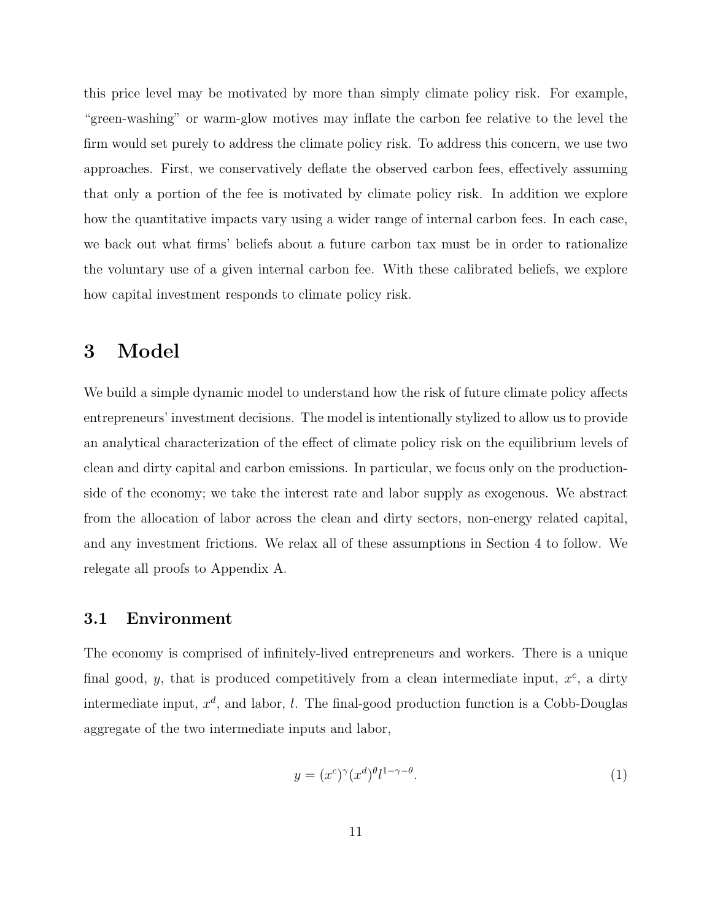this price level may be motivated by more than simply climate policy risk. For example, "green-washing" or warm-glow motives may inflate the carbon fee relative to the level the firm would set purely to address the climate policy risk. To address this concern, we use two approaches. First, we conservatively deflate the observed carbon fees, effectively assuming that only a portion of the fee is motivated by climate policy risk. In addition we explore how the quantitative impacts vary using a wider range of internal carbon fees. In each case, we back out what firms' beliefs about a future carbon tax must be in order to rationalize the voluntary use of a given internal carbon fee. With these calibrated beliefs, we explore how capital investment responds to climate policy risk.

# 3 Model

We build a simple dynamic model to understand how the risk of future climate policy affects entrepreneurs' investment decisions. The model is intentionally stylized to allow us to provide an analytical characterization of the effect of climate policy risk on the equilibrium levels of clean and dirty capital and carbon emissions. In particular, we focus only on the production-side of the economy; we take the interest rate and labor supply as exogenous. We abstract from the allocation of labor across the clean and dirty sectors, non-energy related capital, and any investment frictions. We relax all of these assumptions in Section 4 to follow. We relegate all proofs to Appendix A.

## 3.1 Environment

The economy is comprised of infinitely-lived entrepreneurs and workers. There is a unique final good, $y$, that is produced competitively from a clean intermediate input, $x^c$, a dirty intermediate input, $x^d$, and labor, $l$. The final-good production function is a Cobb-Douglas aggregate of the two intermediate inputs and labor,

$$y = (x^c)^\gamma (x^d)^\theta l^{1-\gamma-\theta}. \tag{1}$$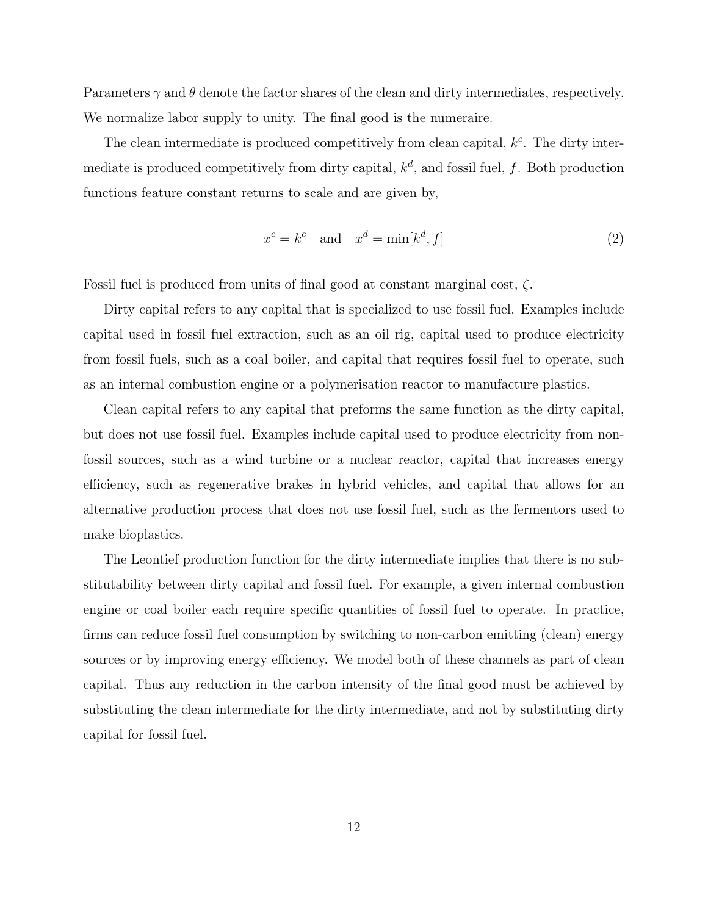Parameters $\gamma$ and $\theta$ denote the factor shares of the clean and dirty intermediates, respectively. We normalize labor supply to unity. The final good is the numeraire.

The clean intermediate is produced competitively from clean capital, $k^c$. The dirty intermediate is produced competitively from dirty capital, $k^d$, and fossil fuel, $f$. Both production functions feature constant returns to scale and are given by,

$$x^c = k^c \quad \text{and} \quad x^d = \min[k^d, f] \tag{2}$$

Fossil fuel is produced from units of final good at constant marginal cost, $\zeta$.

Dirty capital refers to any capital that is specialized to use fossil fuel. Examples include capital used in fossil fuel extraction, such as an oil rig, capital used to produce electricity from fossil fuels, such as a coal boiler, and capital that requires fossil fuel to operate, such as an internal combustion engine or a polymerisation reactor to manufacture plastics.

Clean capital refers to any capital that preforms the same function as the dirty capital, but does not use fossil fuel. Examples include capital used to produce electricity from non-fossil sources, such as a wind turbine or a nuclear reactor, capital that increases energy efficiency, such as regenerative brakes in hybrid vehicles, and capital that allows for an alternative production process that does not use fossil fuel, such as the fermentors used to make bioplastics.

The Leontief production function for the dirty intermediate implies that there is no substitutability between dirty capital and fossil fuel. For example, a given internal combustion engine or coal boiler each require specific quantities of fossil fuel to operate. In practice, firms can reduce fossil fuel consumption by switching to non-carbon emitting (clean) energy sources or by improving energy efficiency. We model both of these channels as part of clean capital. Thus any reduction in the carbon intensity of the final good must be achieved by substituting the clean intermediate for the dirty intermediate, and not by substituting dirty capital for fossil fuel.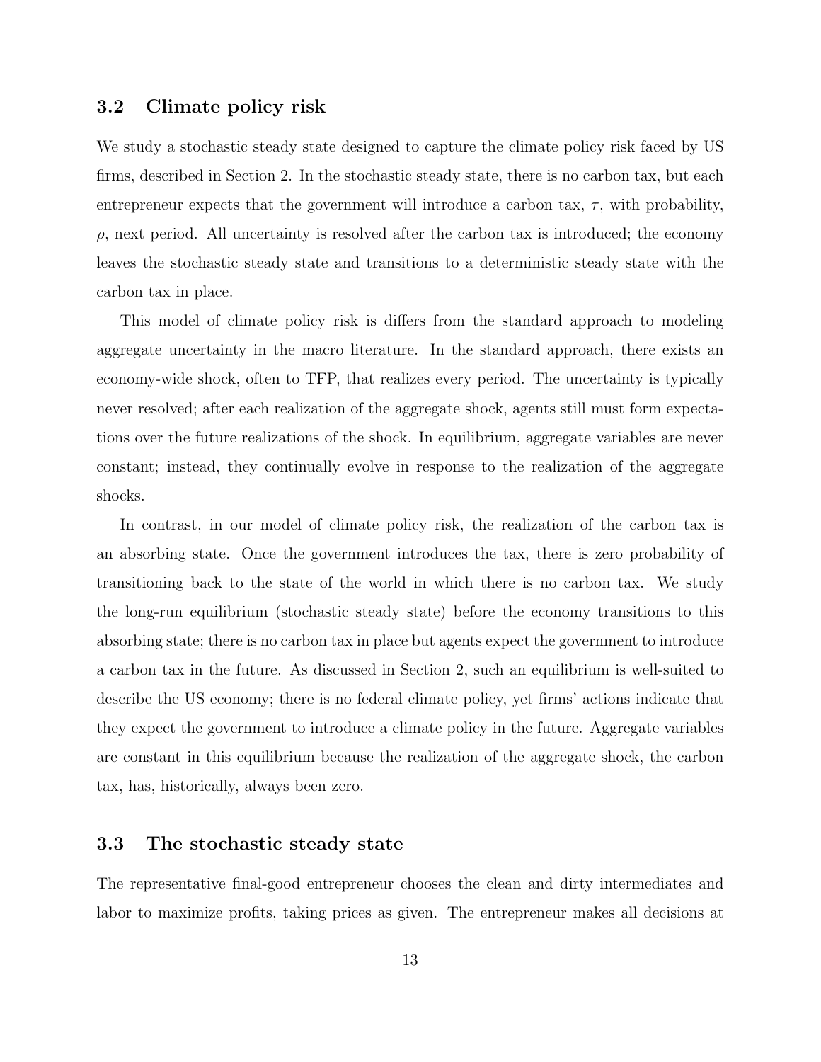## 3.2 Climate policy risk

We study a stochastic steady state designed to capture the climate policy risk faced by US firms, described in Section 2. In the stochastic steady state, there is no carbon tax, but each entrepreneur expects that the government will introduce a carbon tax, $\tau$, with probability, $\rho$, next period. All uncertainty is resolved after the carbon tax is introduced; the economy leaves the stochastic steady state and transitions to a deterministic steady state with the carbon tax in place.

This model of climate policy risk is differs from the standard approach to modeling aggregate uncertainty in the macro literature. In the standard approach, there exists an economy-wide shock, often to TFP, that realizes every period. The uncertainty is typically never resolved; after each realization of the aggregate shock, agents still must form expectations over the future realizations of the shock. In equilibrium, aggregate variables are never constant; instead, they continually evolve in response to the realization of the aggregate shocks.

In contrast, in our model of climate policy risk, the realization of the carbon tax is an absorbing state. Once the government introduces the tax, there is zero probability of transitioning back to the state of the world in which there is no carbon tax. We study the long-run equilibrium (stochastic steady state) before the economy transitions to this absorbing state; there is no carbon tax in place but agents expect the government to introduce a carbon tax in the future. As discussed in Section 2, such an equilibrium is well-suited to describe the US economy; there is no federal climate policy, yet firms' actions indicate that they expect the government to introduce a climate policy in the future. Aggregate variables are constant in this equilibrium because the realization of the aggregate shock, the carbon tax, has, historically, always been zero.

## 3.3 The stochastic steady state

The representative final-good entrepreneur chooses the clean and dirty intermediates and labor to maximize profits, taking prices as given. The entrepreneur makes all decisions at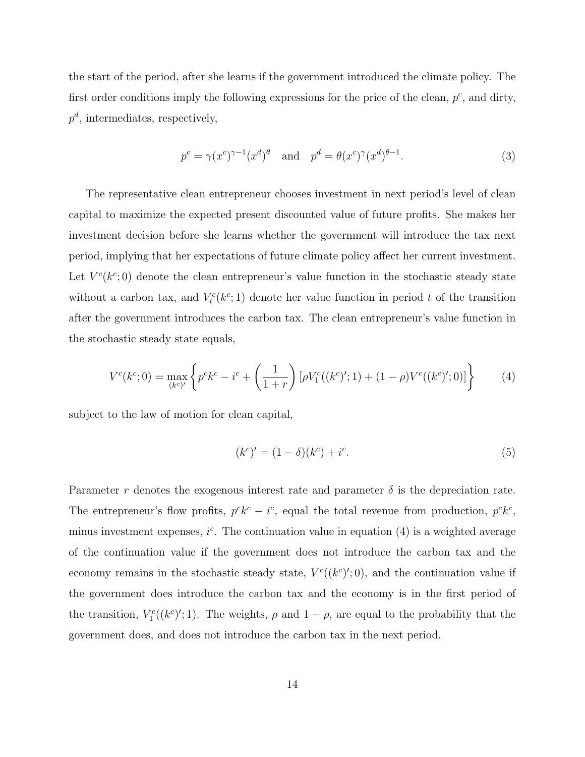the start of the period, after she learns if the government introduced the climate policy. The first order conditions imply the following expressions for the price of the clean, $p^c$, and dirty, $p^d$, intermediates, respectively,

$$p^c = \gamma (x^c)^{\gamma - 1} (x^d)^{\theta} \quad \text{and} \quad p^d = \theta (x^c)^{\gamma} (x^d)^{\theta - 1}. \tag{3}$$

The representative clean entrepreneur chooses investment in next period's level of clean capital to maximize the expected present discounted value of future profits. She makes her investment decision before she learns whether the government will introduce the tax next period, implying that her expectations of future climate policy affect her current investment. Let $V^c(k^c; 0)$ denote the clean entrepreneur's value function in the stochastic steady state without a carbon tax, and $V_t^c(k^c; 1)$ denote her value function in period $t$ of the transition after the government introduces the carbon tax. The clean entrepreneur's value function in the stochastic steady state equals,

$$V^c(k^c; 0) = \max_{(k^c)'} \left\{ p^c k^c - i^c + \left( \frac{1}{1+r} \right) \left[ \rho V_1^c((k^c)'; 1) + (1 - \rho) V^c((k^c)'; 0) \right] \right\} \tag{4}$$

subject to the law of motion for clean capital,

$$(k^c)' = (1 - \delta)(k^c) + i^c. \tag{5}$$

Parameter $r$ denotes the exogenous interest rate and parameter $\delta$ is the depreciation rate. The entrepreneur's flow profits, $p^c k^c - i^c$, equal the total revenue from production, $p^c k^c$, minus investment expenses, $i^c$. The continuation value in equation (4) is a weighted average of the continuation value if the government does not introduce the carbon tax and the economy remains in the stochastic steady state, $V^c((k^c)'; 0)$, and the continuation value if the government does introduce the carbon tax and the economy is in the first period of the transition, $V_1^c((k^c)'; 1)$. The weights, $\rho$ and $1 - \rho$, are equal to the probability that the government does, and does not introduce the carbon tax in the next period.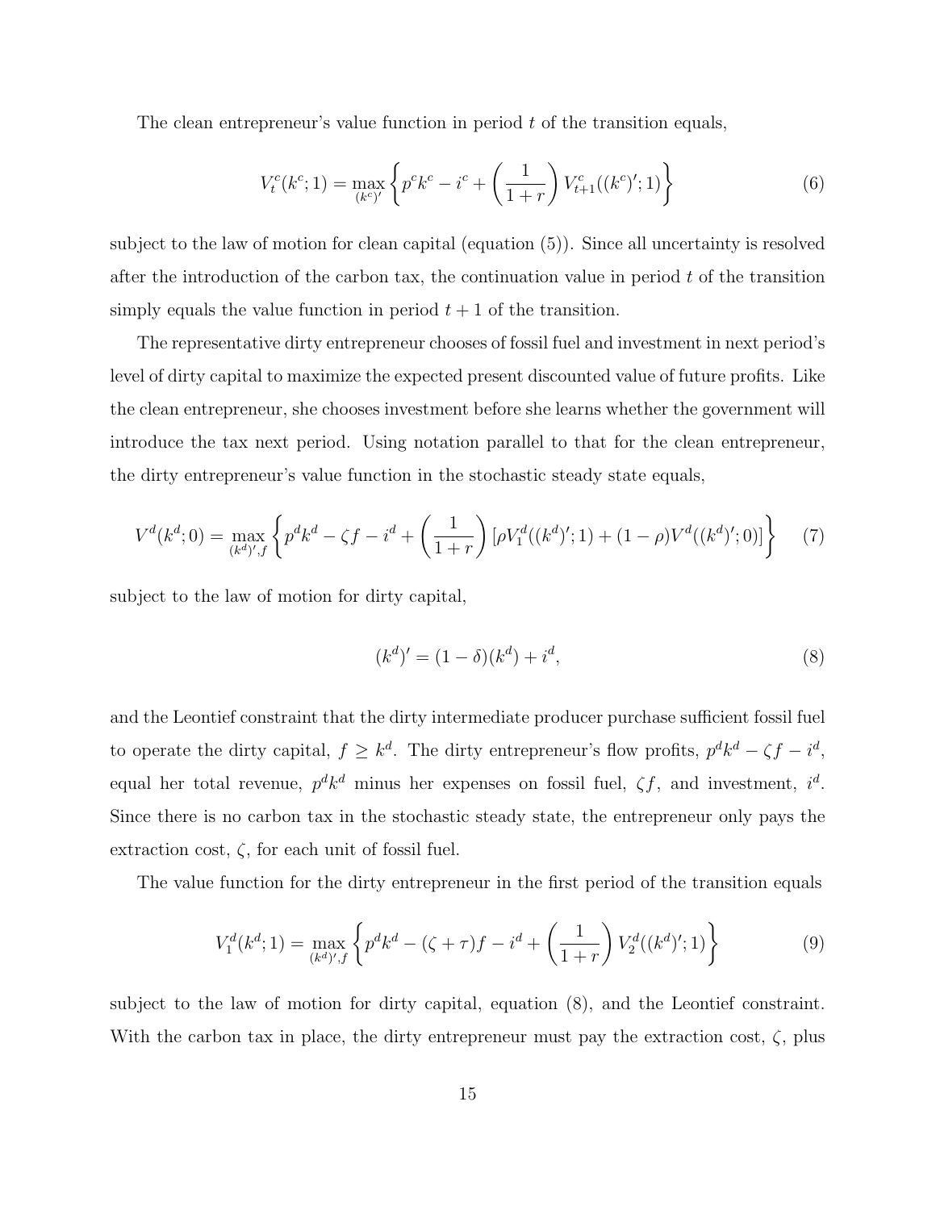The clean entrepreneur's value function in period $t$ of the transition equals,

$$V_t^c(k^c; 1) = \max_{(k^c)'} \left\{ p^c k^c - i^c + \left( \frac{1}{1+r} \right) V_{t+1}^c((k^c)'; 1) \right\} \tag{6}$$

subject to the law of motion for clean capital (equation (5)). Since all uncertainty is resolved after the introduction of the carbon tax, the continuation value in period $t$ of the transition simply equals the value function in period $t+1$ of the transition.

The representative dirty entrepreneur chooses of fossil fuel and investment in next period's level of dirty capital to maximize the expected present discounted value of future profits. Like the clean entrepreneur, she chooses investment before she learns whether the government will introduce the tax next period. Using notation parallel to that for the clean entrepreneur, the dirty entrepreneur's value function in the stochastic steady state equals,

$$V^d(k^d; 0) = \max_{(k^d)', f} \left\{ p^d k^d - \zeta f - i^d + \left( \frac{1}{1+r} \right) [\rho V_1^d((k^d)'; 1) + (1-\rho) V^d((k^d)'; 0)] \right\} \tag{7}$$

subject to the law of motion for dirty capital,

$$(k^d)' = (1-\delta)(k^d) + i^d, \tag{8}$$

and the Leontief constraint that the dirty intermediate producer purchase sufficient fossil fuel to operate the dirty capital, $f \geq k^d$. The dirty entrepreneur's flow profits, $p^d k^d - \zeta f - i^d$, equal her total revenue, $p^d k^d$ minus her expenses on fossil fuel, $\zeta f$, and investment, $i^d$. Since there is no carbon tax in the stochastic steady state, the entrepreneur only pays the extraction cost, $\zeta$, for each unit of fossil fuel.

The value function for the dirty entrepreneur in the first period of the transition equals

$$V_1^d(k^d; 1) = \max_{(k^d)', f} \left\{ p^d k^d - (\zeta + \tau) f - i^d + \left( \frac{1}{1+r} \right) V_2^d((k^d)'; 1) \right\} \tag{9}$$

subject to the law of motion for dirty capital, equation (8), and the Leontief constraint. With the carbon tax in place, the dirty entrepreneur must pay the extraction cost, $\zeta$, plus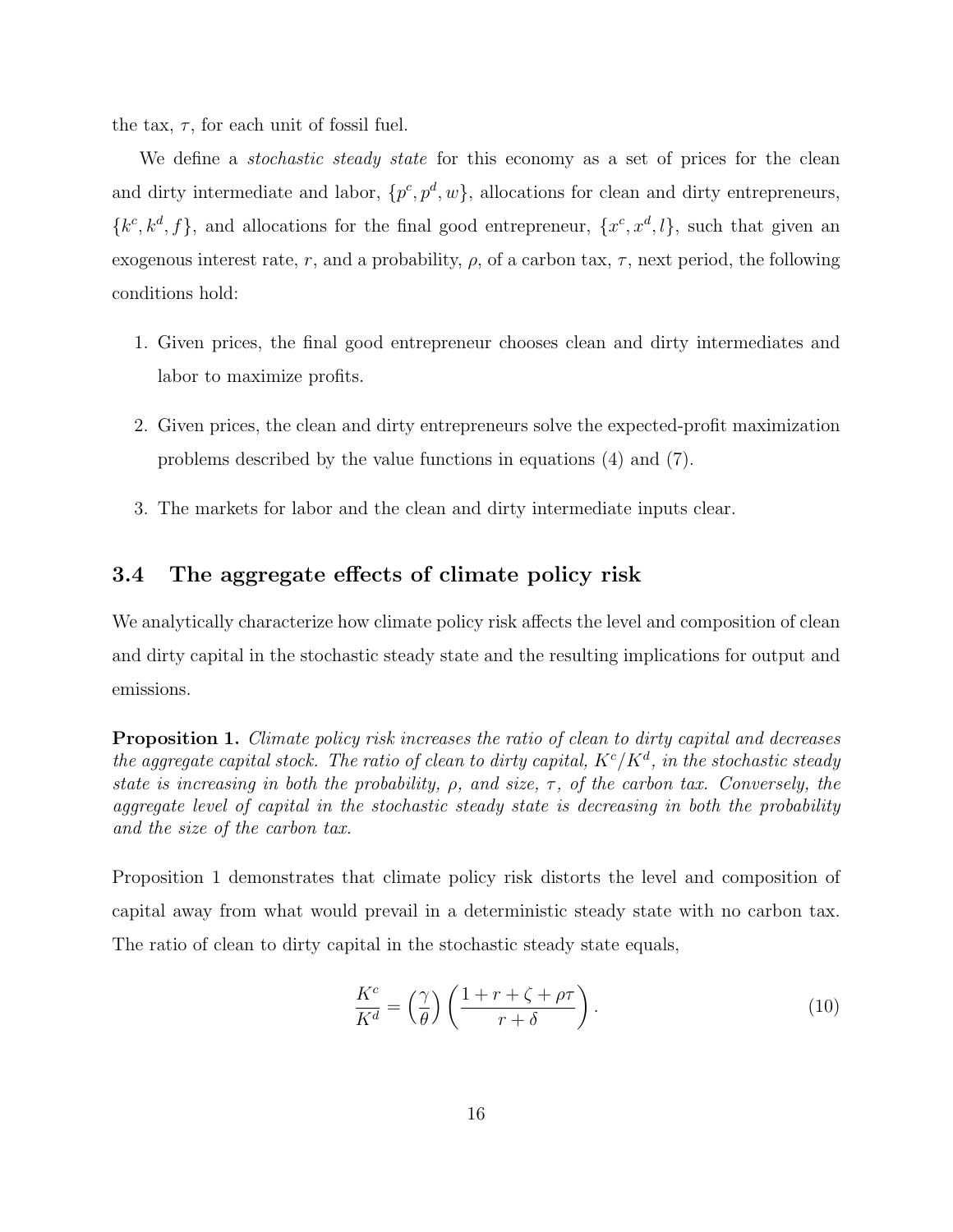the tax, $\tau$, for each unit of fossil fuel.

We define a *stochastic steady state* for this economy as a set of prices for the clean and dirty intermediate and labor, $\{p^c, p^d, w\}$, allocations for clean and dirty entrepreneurs, $\{k^c, k^d, f\}$, and allocations for the final good entrepreneur, $\{x^c, x^d, l\}$, such that given an exogenous interest rate, $r$, and a probability, $\rho$, of a carbon tax, $\tau$, next period, the following conditions hold:

1. Given prices, the final good entrepreneur chooses clean and dirty intermediates and labor to maximize profits.
2. Given prices, the clean and dirty entrepreneurs solve the expected-profit maximization problems described by the value functions in equations (4) and (7).
3. The markets for labor and the clean and dirty intermediate inputs clear.

### 3.4 The aggregate effects of climate policy risk

We analytically characterize how climate policy risk affects the level and composition of clean and dirty capital in the stochastic steady state and the resulting implications for output and emissions.

**Proposition 1.** *Climate policy risk increases the ratio of clean to dirty capital and decreases the aggregate capital stock. The ratio of clean to dirty capital, $K^c/K^d$, in the stochastic steady state is increasing in both the probability, $\rho$, and size, $\tau$, of the carbon tax. Conversely, the aggregate level of capital in the stochastic steady state is decreasing in both the probability and the size of the carbon tax.*

Proposition 1 demonstrates that climate policy risk distorts the level and composition of capital away from what would prevail in a deterministic steady state with no carbon tax. The ratio of clean to dirty capital in the stochastic steady state equals,

$$\frac{K^c}{K^d} = \left(\frac{\gamma}{\theta}\right)\left(\frac{1 + r + \zeta + \rho\tau}{r + \delta}\right). \tag{10}$$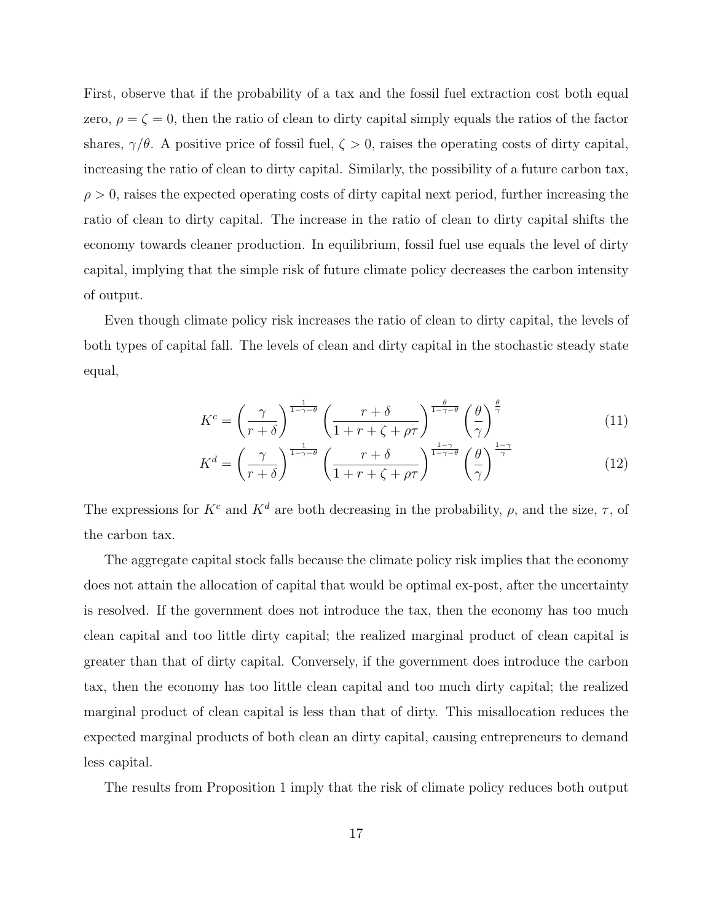First, observe that if the probability of a tax and the fossil fuel extraction cost both equal zero, $\rho = \zeta = 0$, then the ratio of clean to dirty capital simply equals the ratios of the factor shares, $\gamma/\theta$. A positive price of fossil fuel, $\zeta > 0$, raises the operating costs of dirty capital, increasing the ratio of clean to dirty capital. Similarly, the possibility of a future carbon tax, $\rho > 0$, raises the expected operating costs of dirty capital next period, further increasing the ratio of clean to dirty capital. The increase in the ratio of clean to dirty capital shifts the economy towards cleaner production. In equilibrium, fossil fuel use equals the level of dirty capital, implying that the simple risk of future climate policy decreases the carbon intensity of output.

Even though climate policy risk increases the ratio of clean to dirty capital, the levels of both types of capital fall. The levels of clean and dirty capital in the stochastic steady state equal,

$$K^c = \left(\frac{\gamma}{r+\delta}\right)^{\frac{1}{1-\gamma-\theta}} \left(\frac{r+\delta}{1+r+\zeta+\rho\tau}\right)^{\frac{\theta}{1-\gamma-\theta}} \left(\frac{\theta}{\gamma}\right)^{\frac{\theta}{\gamma}} \tag{11}$$

$$K^d = \left(\frac{\gamma}{r+\delta}\right)^{\frac{1}{1-\gamma-\theta}} \left(\frac{r+\delta}{1+r+\zeta+\rho\tau}\right)^{\frac{1-\gamma}{1-\gamma-\theta}} \left(\frac{\theta}{\gamma}\right)^{\frac{1-\gamma}{\gamma}} \tag{12}$$

The expressions for $K^c$ and $K^d$ are both decreasing in the probability, $\rho$, and the size, $\tau$, of the carbon tax.

The aggregate capital stock falls because the climate policy risk implies that the economy does not attain the allocation of capital that would be optimal ex-post, after the uncertainty is resolved. If the government does not introduce the tax, then the economy has too much clean capital and too little dirty capital; the realized marginal product of clean capital is greater than that of dirty capital. Conversely, if the government does introduce the carbon tax, then the economy has too little clean capital and too much dirty capital; the realized marginal product of clean capital is less than that of dirty. This misallocation reduces the expected marginal products of both clean an dirty capital, causing entrepreneurs to demand less capital.

The results from Proposition 1 imply that the risk of climate policy reduces both output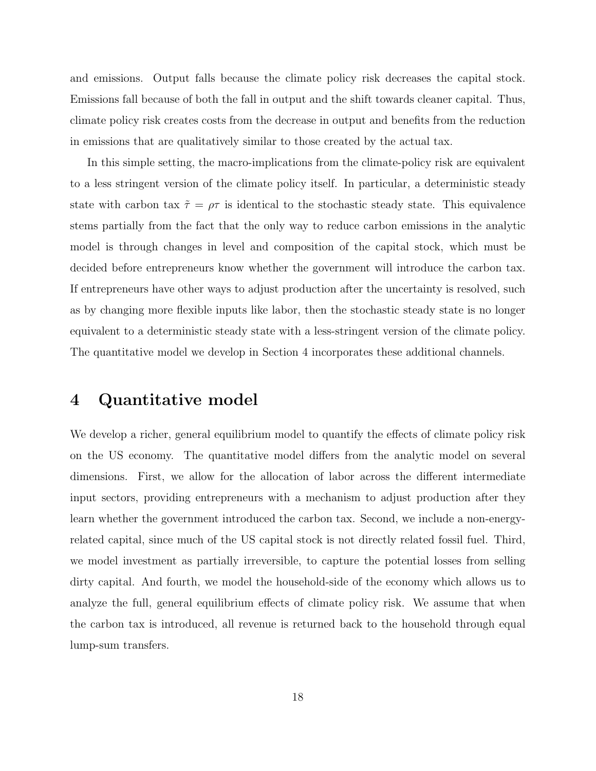and emissions. Output falls because the climate policy risk decreases the capital stock. Emissions fall because of both the fall in output and the shift towards cleaner capital. Thus, climate policy risk creates costs from the decrease in output and benefits from the reduction in emissions that are qualitatively similar to those created by the actual tax.

In this simple setting, the macro-implications from the climate-policy risk are equivalent to a less stringent version of the climate policy itself. In particular, a deterministic steady state with carbon tax $\tilde{\tau} = \rho\tau$ is identical to the stochastic steady state. This equivalence stems partially from the fact that the only way to reduce carbon emissions in the analytic model is through changes in level and composition of the capital stock, which must be decided before entrepreneurs know whether the government will introduce the carbon tax. If entrepreneurs have other ways to adjust production after the uncertainty is resolved, such as by changing more flexible inputs like labor, then the stochastic steady state is no longer equivalent to a deterministic steady state with a less-stringent version of the climate policy. The quantitative model we develop in Section 4 incorporates these additional channels.

# 4 Quantitative model

We develop a richer, general equilibrium model to quantify the effects of climate policy risk on the US economy. The quantitative model differs from the analytic model on several dimensions. First, we allow for the allocation of labor across the different intermediate input sectors, providing entrepreneurs with a mechanism to adjust production after they learn whether the government introduced the carbon tax. Second, we include a non-energy-related capital, since much of the US capital stock is not directly related fossil fuel. Third, we model investment as partially irreversible, to capture the potential losses from selling dirty capital. And fourth, we model the household-side of the economy which allows us to analyze the full, general equilibrium effects of climate policy risk. We assume that when the carbon tax is introduced, all revenue is returned back to the household through equal lump-sum transfers.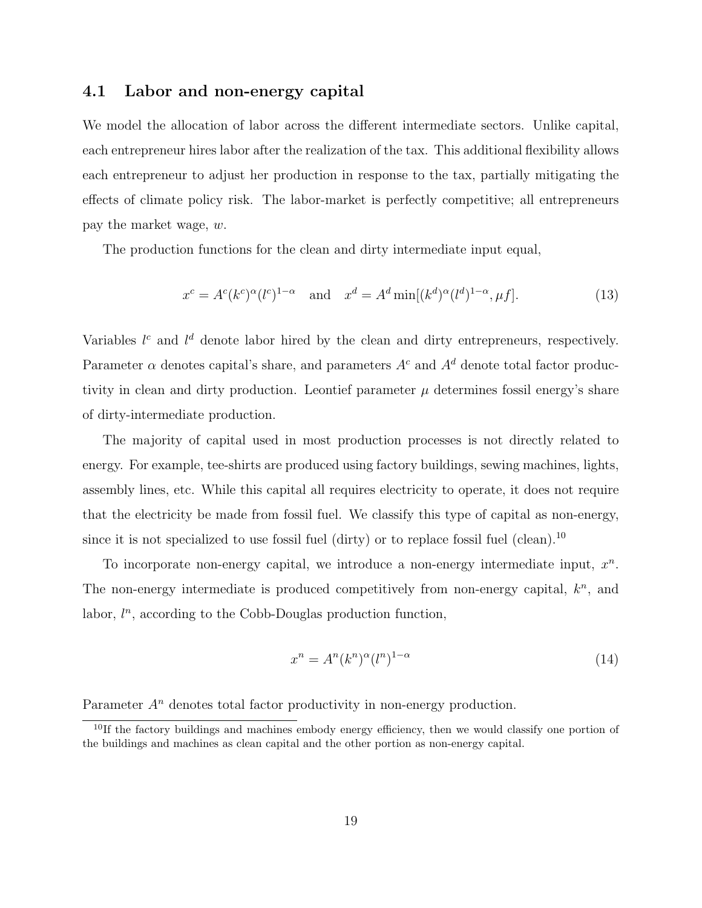### 4.1 Labor and non-energy capital

We model the allocation of labor across the different intermediate sectors. Unlike capital, each entrepreneur hires labor after the realization of the tax. This additional flexibility allows each entrepreneur to adjust her production in response to the tax, partially mitigating the effects of climate policy risk. The labor-market is perfectly competitive; all entrepreneurs pay the market wage, $w$.

The production functions for the clean and dirty intermediate input equal,

$$x^c = A^c (k^c)^\alpha (l^c)^{1-\alpha} \quad \text{and} \quad x^d = A^d \min[(k^d)^\alpha (l^d)^{1-\alpha}, \mu f]. \tag{13}$$

Variables $l^c$ and $l^d$ denote labor hired by the clean and dirty entrepreneurs, respectively. Parameter $\alpha$ denotes capital's share, and parameters $A^c$ and $A^d$ denote total factor productivity in clean and dirty production. Leontief parameter $\mu$ determines fossil energy's share of dirty-intermediate production.

The majority of capital used in most production processes is not directly related to energy. For example, tee-shirts are produced using factory buildings, sewing machines, lights, assembly lines, etc. While this capital all requires electricity to operate, it does not require that the electricity be made from fossil fuel. We classify this type of capital as non-energy, since it is not specialized to use fossil fuel (dirty) or to replace fossil fuel (clean).[10]

To incorporate non-energy capital, we introduce a non-energy intermediate input, $x^n$. The non-energy intermediate is produced competitively from non-energy capital, $k^n$, and labor, $l^n$, according to the Cobb-Douglas production function,

$$x^n = A^n (k^n)^\alpha (l^n)^{1-\alpha} \tag{14}$$

Parameter $A^n$ denotes total factor productivity in non-energy production.

[10] If the factory buildings and machines embody energy efficiency, then we would classify one portion of the buildings and machines as clean capital and the other portion as non-energy capital.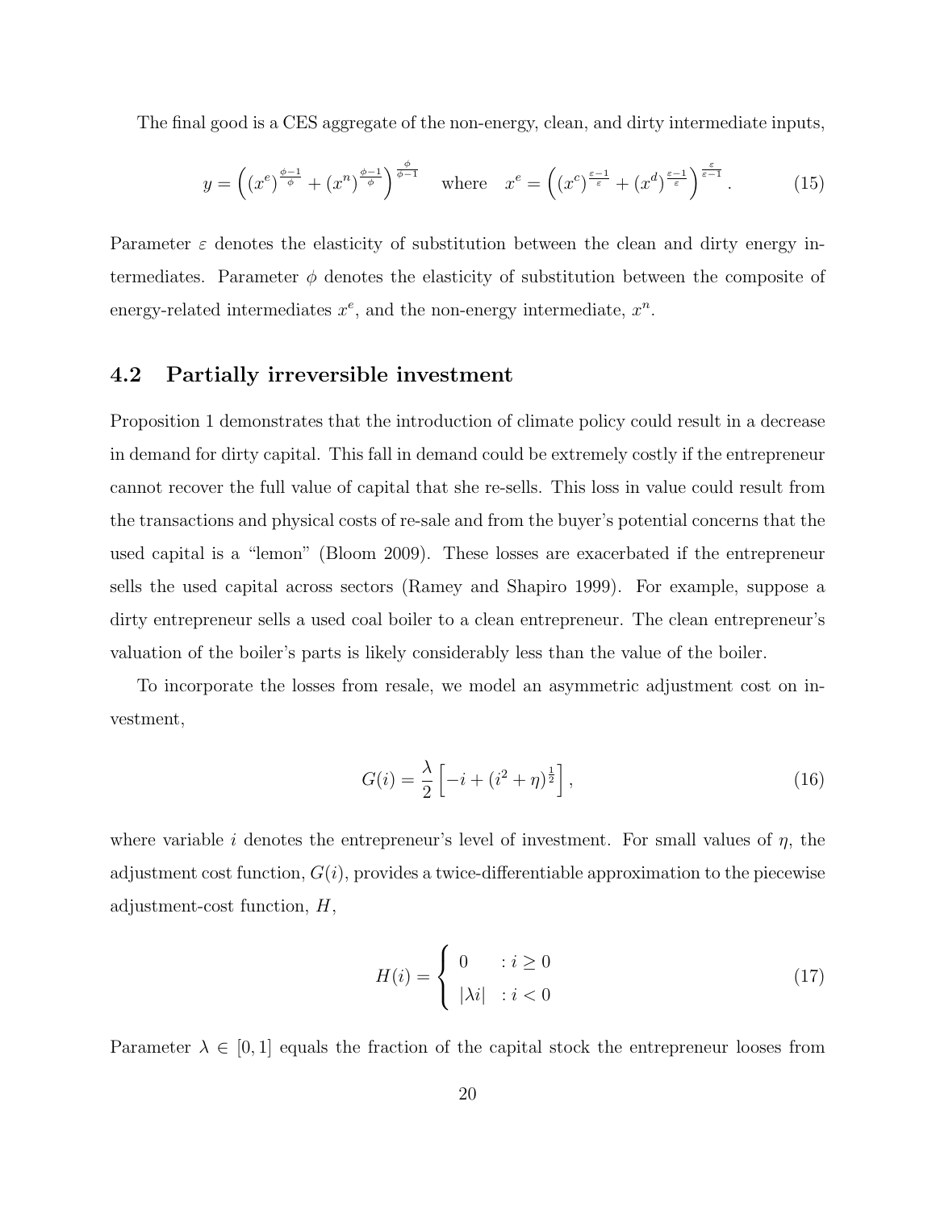The final good is a CES aggregate of the non-energy, clean, and dirty intermediate inputs,

$$y = \left( (x^e)^{\frac{\phi-1}{\phi}} + (x^n)^{\frac{\phi-1}{\phi}} \right)^{\frac{\phi}{\phi-1}} \quad \text{where} \quad x^e = \left( (x^c)^{\frac{\varepsilon-1}{\varepsilon}} + (x^d)^{\frac{\varepsilon-1}{\varepsilon}} \right)^{\frac{\varepsilon}{\varepsilon-1}}. \tag{15}$$

Parameter $\varepsilon$ denotes the elasticity of substitution between the clean and dirty energy intermediates. Parameter $\phi$ denotes the elasticity of substitution between the composite of energy-related intermediates $x^e$, and the non-energy intermediate, $x^n$.

## 4.2 Partially irreversible investment

Proposition 1 demonstrates that the introduction of climate policy could result in a decrease in demand for dirty capital. This fall in demand could be extremely costly if the entrepreneur cannot recover the full value of capital that she re-sells. This loss in value could result from the transactions and physical costs of re-sale and from the buyer's potential concerns that the used capital is a "lemon" (Bloom 2009). These losses are exacerbated if the entrepreneur sells the used capital across sectors (Ramey and Shapiro 1999). For example, suppose a dirty entrepreneur sells a used coal boiler to a clean entrepreneur. The clean entrepreneur's valuation of the boiler's parts is likely considerably less than the value of the boiler.

To incorporate the losses from resale, we model an asymmetric adjustment cost on investment,

$$G(i) = \frac{\lambda}{2} \left[ -i + (i^2 + \eta)^{\frac{1}{2}} \right], \tag{16}$$

where variable $i$ denotes the entrepreneur's level of investment. For small values of $\eta$, the adjustment cost function, $G(i)$, provides a twice-differentiable approximation to the piecewise adjustment-cost function, $H$,

$$H(i) = \begin{cases} 0 & : i \geq 0 \\ |\lambda i| & : i < 0 \end{cases} \tag{17}$$

Parameter $\lambda \in [0, 1]$ equals the fraction of the capital stock the entrepreneur looses from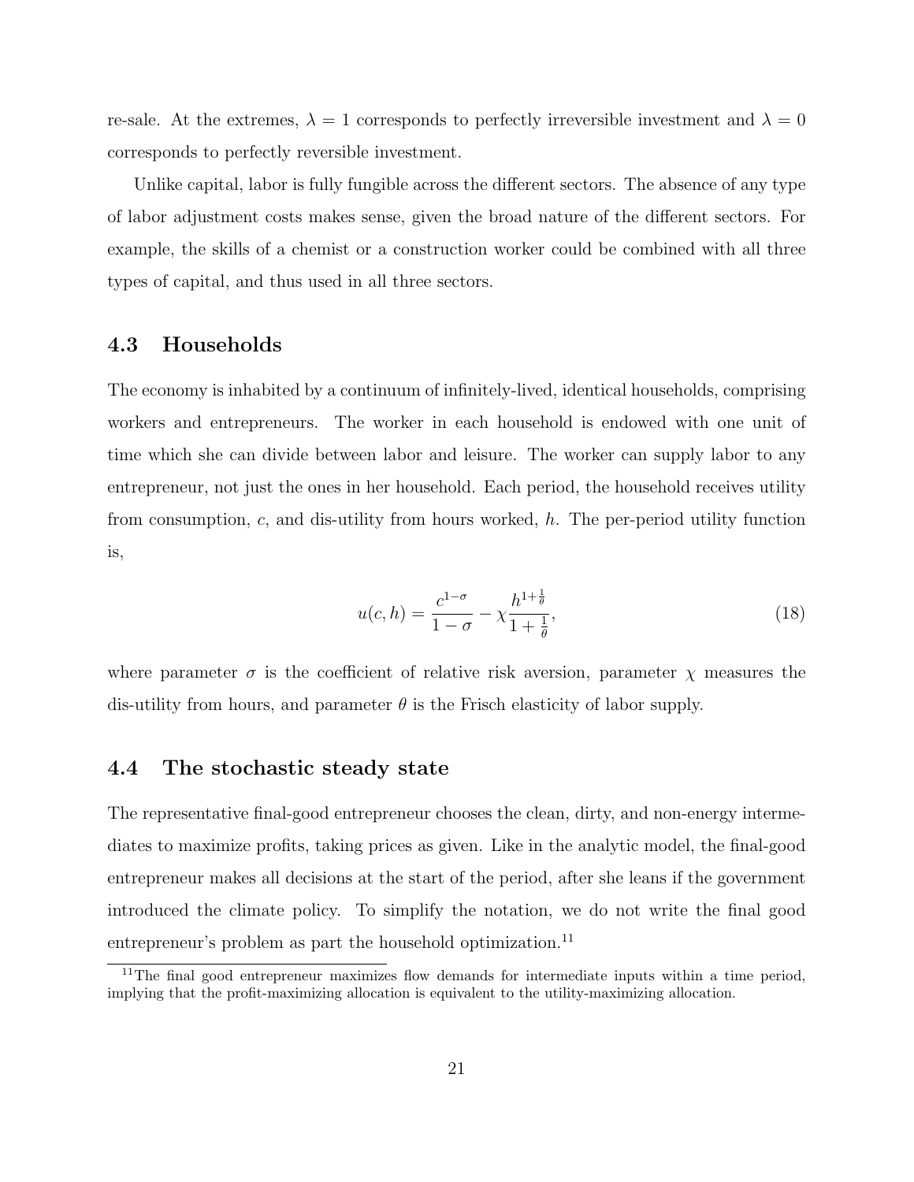re-sale. At the extremes, $\lambda = 1$ corresponds to perfectly irreversible investment and $\lambda = 0$ corresponds to perfectly reversible investment.

Unlike capital, labor is fully fungible across the different sectors. The absence of any type of labor adjustment costs makes sense, given the broad nature of the different sectors. For example, the skills of a chemist or a construction worker could be combined with all three types of capital, and thus used in all three sectors.

### 4.3 Households

The economy is inhabited by a continuum of infinitely-lived, identical households, comprising workers and entrepreneurs. The worker in each household is endowed with one unit of time which she can divide between labor and leisure. The worker can supply labor to any entrepreneur, not just the ones in her household. Each period, the household receives utility from consumption, $c$, and dis-utility from hours worked, $h$. The per-period utility function is,

$$u(c, h) = \frac{c^{1-\sigma}}{1-\sigma} - \chi \frac{h^{1+\frac{1}{\theta}}}{1+\frac{1}{\theta}}, \tag{18}$$

where parameter $\sigma$ is the coefficient of relative risk aversion, parameter $\chi$ measures the dis-utility from hours, and parameter $\theta$ is the Frisch elasticity of labor supply.

### 4.4 The stochastic steady state

The representative final-good entrepreneur chooses the clean, dirty, and non-energy intermediates to maximize profits, taking prices as given. Like in the analytic model, the final-good entrepreneur makes all decisions at the start of the period, after she leans if the government introduced the climate policy. To simplify the notation, we do not write the final good entrepreneur's problem as part the household optimization.[11]

[11] The final good entrepreneur maximizes flow demands for intermediate inputs within a time period, implying that the profit-maximizing allocation is equivalent to the utility-maximizing allocation.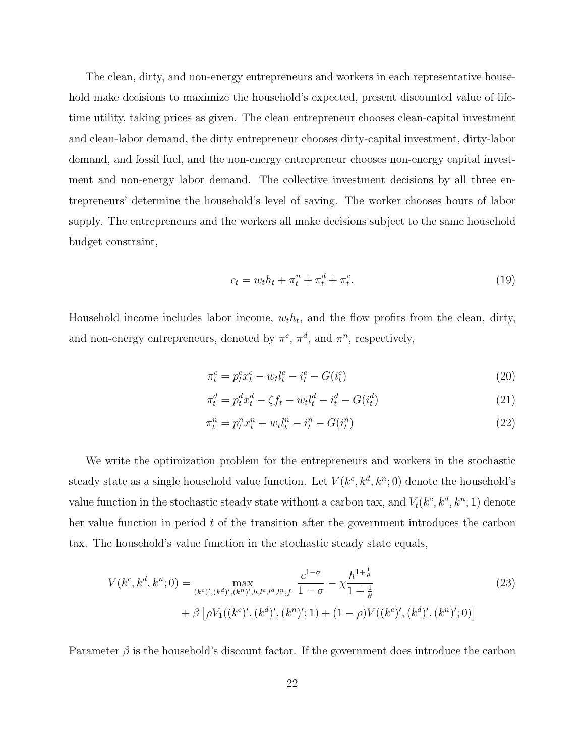The clean, dirty, and non-energy entrepreneurs and workers in each representative household make decisions to maximize the household's expected, present discounted value of lifetime utility, taking prices as given. The clean entrepreneur chooses clean-capital investment and clean-labor demand, the dirty entrepreneur chooses dirty-capital investment, dirty-labor demand, and fossil fuel, and the non-energy entrepreneur chooses non-energy capital investment and non-energy labor demand. The collective investment decisions by all three entrepreneurs' determine the household's level of saving. The worker chooses hours of labor supply. The entrepreneurs and the workers all make decisions subject to the same household budget constraint,

$$c_t = w_t h_t + \pi_t^n + \pi_t^d + \pi_t^c. \tag{19}$$

Household income includes labor income, $w_t h_t$, and the flow profits from the clean, dirty, and non-energy entrepreneurs, denoted by $\pi^c$, $\pi^d$, and $\pi^n$, respectively,

$$\pi_t^c = p_t^c x_t^c - w_t l_t^c - i_t^c - G(i_t^c) \tag{20}$$

$$\pi_t^d = p_t^d x_t^d - \zeta f_t - w_t l_t^d - i_t^d - G(i_t^d) \tag{21}$$

$$\pi_t^n = p_t^n x_t^n - w_t l_t^n - i_t^n - G(i_t^n) \tag{22}$$

We write the optimization problem for the entrepreneurs and workers in the stochastic steady state as a single household value function. Let $V(k^c, k^d, k^n; 0)$ denote the household's value function in the stochastic steady state without a carbon tax, and $V_t(k^c, k^d, k^n; 1)$ denote her value function in period $t$ of the transition after the government introduces the carbon tax. The household's value function in the stochastic steady state equals,

$$\begin{aligned} V(k^c, k^d, k^n; 0) = \max_{(k^c)', (k^d)', (k^n)', h, l^c, l^d, l^n, f} \; & \frac{c^{1-\sigma}}{1-\sigma} - \chi \frac{h^{1+\frac{1}{\theta}}}{1+\frac{1}{\theta}} \\ & + \beta \left[ \rho V_1((k^c)', (k^d)', (k^n)'; 1) + (1-\rho) V((k^c)', (k^d)', (k^n)'; 0) \right] \end{aligned} \tag{23}$$

Parameter $\beta$ is the household's discount factor. If the government does introduce the carbon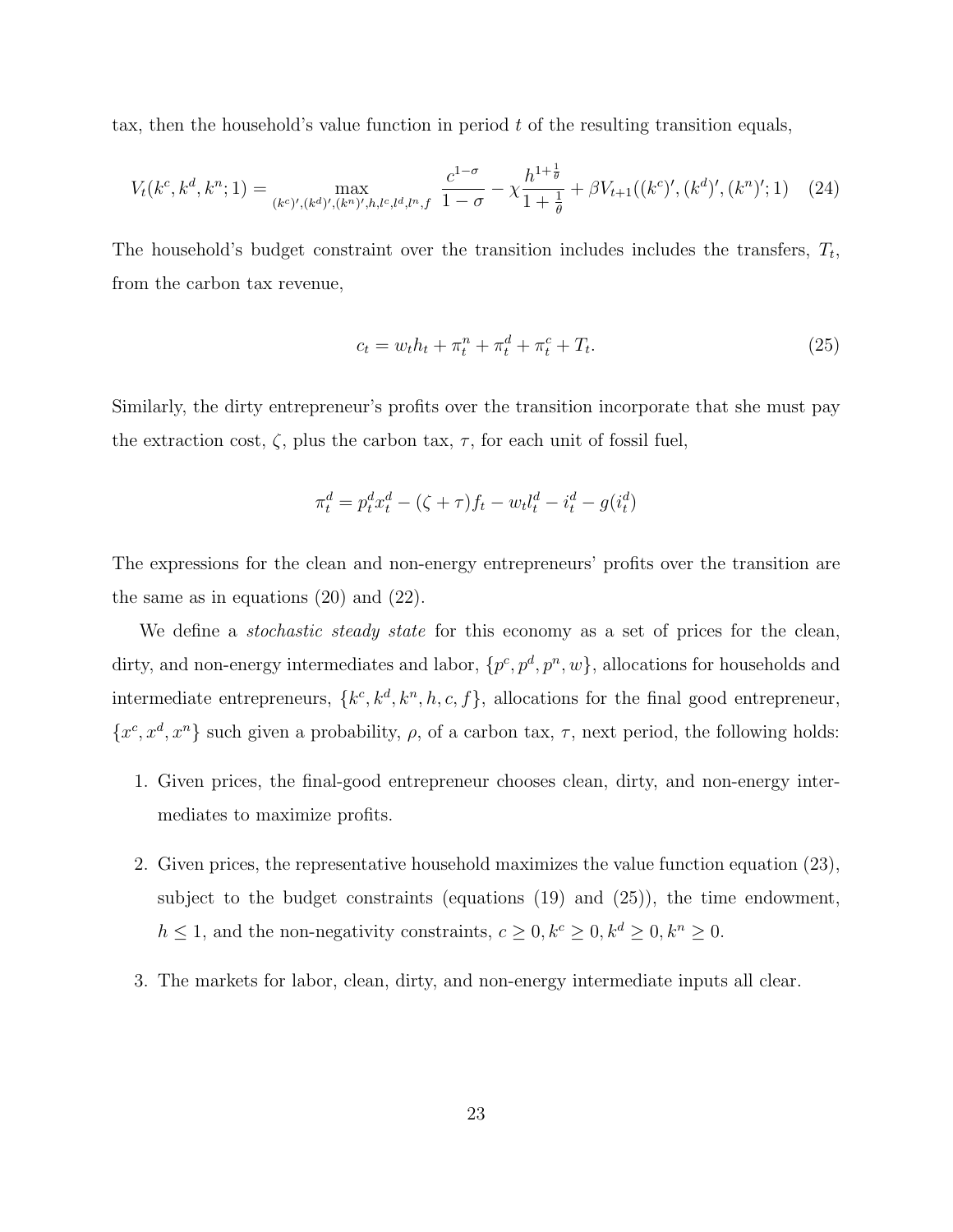tax, then the household's value function in period $t$ of the resulting transition equals,

$$V_t(k^c, k^d, k^n; 1) = \max_{(k^c)', (k^d)', (k^n)', h, l^c, l^d, l^n, f} \frac{c^{1-\sigma}}{1-\sigma} - \chi \frac{h^{1+\frac{1}{\theta}}}{1+\frac{1}{\theta}} + \beta V_{t+1}((k^c)', (k^d)', (k^n)'; 1) \quad (24)$$

The household's budget constraint over the transition includes includes the transfers, $T_t$, from the carbon tax revenue,

$$c_t = w_t h_t + \pi_t^n + \pi_t^d + \pi_t^c + T_t. \quad (25)$$

Similarly, the dirty entrepreneur's profits over the transition incorporate that she must pay the extraction cost, $\zeta$, plus the carbon tax, $\tau$, for each unit of fossil fuel,

$$\pi_t^d = p_t^d x_t^d - (\zeta + \tau) f_t - w_t l_t^d - i_t^d - g(i_t^d)$$

The expressions for the clean and non-energy entrepreneurs' profits over the transition are the same as in equations (20) and (22).

We define a *stochastic steady state* for this economy as a set of prices for the clean, dirty, and non-energy intermediates and labor, $\{p^c, p^d, p^n, w\}$, allocations for households and intermediate entrepreneurs, $\{k^c, k^d, k^n, h, c, f\}$, allocations for the final good entrepreneur, $\{x^c, x^d, x^n\}$ such given a probability, $\rho$, of a carbon tax, $\tau$, next period, the following holds:

1. Given prices, the final-good entrepreneur chooses clean, dirty, and non-energy intermediates to maximize profits.

2. Given prices, the representative household maximizes the value function equation (23), subject to the budget constraints (equations (19) and (25)), the time endowment, $h \leq 1$, and the non-negativity constraints, $c \geq 0, k^c \geq 0, k^d \geq 0, k^n \geq 0$.

3. The markets for labor, clean, dirty, and non-energy intermediate inputs all clear.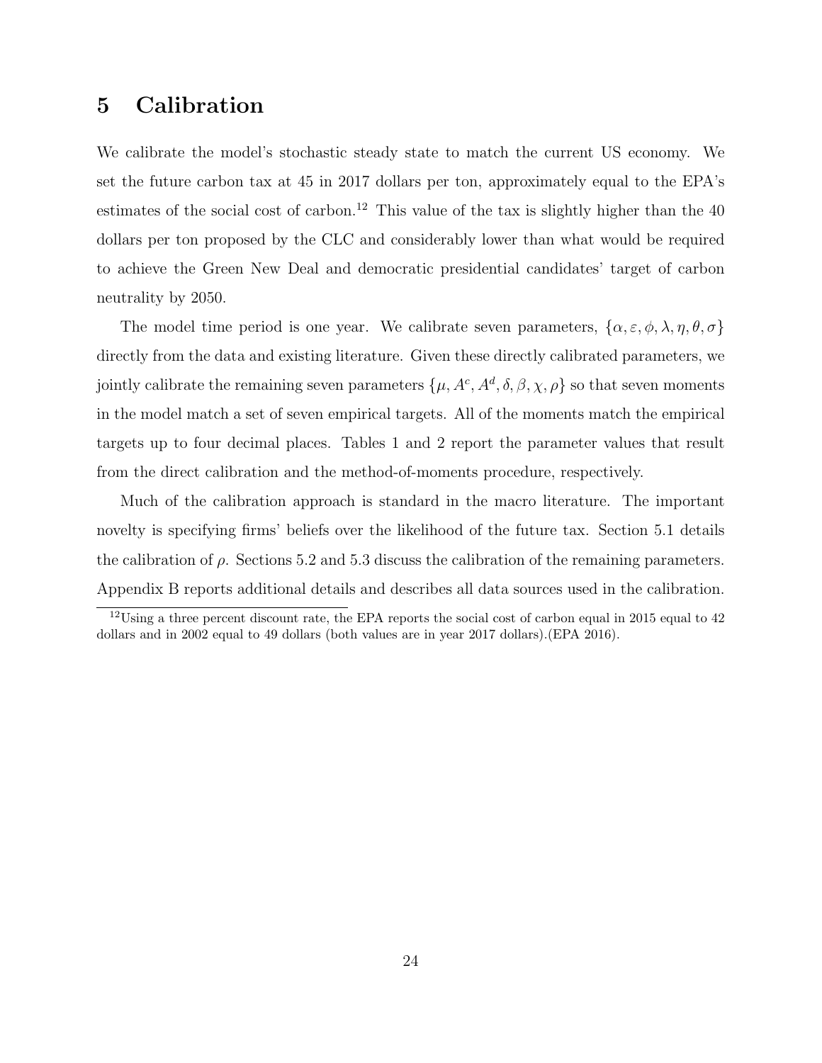# 5 Calibration

We calibrate the model's stochastic steady state to match the current US economy. We set the future carbon tax at 45 in 2017 dollars per ton, approximately equal to the EPA's estimates of the social cost of carbon.[12] This value of the tax is slightly higher than the 40 dollars per ton proposed by the CLC and considerably lower than what would be required to achieve the Green New Deal and democratic presidential candidates' target of carbon neutrality by 2050.

The model time period is one year. We calibrate seven parameters, $\{\alpha, \varepsilon, \phi, \lambda, \eta, \theta, \sigma\}$ directly from the data and existing literature. Given these directly calibrated parameters, we jointly calibrate the remaining seven parameters $\{\mu, A^c, A^d, \delta, \beta, \chi, \rho\}$ so that seven moments in the model match a set of seven empirical targets. All of the moments match the empirical targets up to four decimal places. Tables 1 and 2 report the parameter values that result from the direct calibration and the method-of-moments procedure, respectively.

Much of the calibration approach is standard in the macro literature. The important novelty is specifying firms' beliefs over the likelihood of the future tax. Section 5.1 details the calibration of $\rho$. Sections 5.2 and 5.3 discuss the calibration of the remaining parameters. Appendix B reports additional details and describes all data sources used in the calibration.

[12] Using a three percent discount rate, the EPA reports the social cost of carbon equal in 2015 equal to 42 dollars and in 2002 equal to 49 dollars (both values are in year 2017 dollars).(EPA 2016).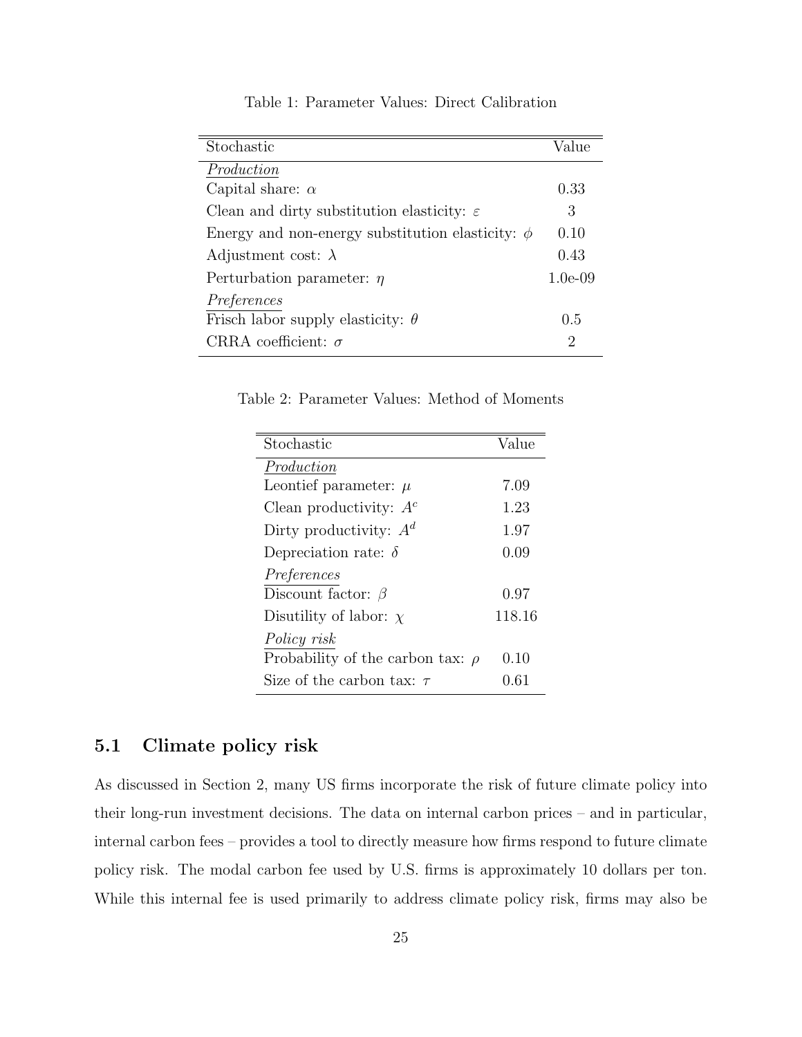Table 1: Parameter Values: Direct Calibration

| Stochastic | Value |
|---|---|
| *Production* | |
| Capital share: $\alpha$ | 0.33 |
| Clean and dirty substitution elasticity: $\varepsilon$ | 3 |
| Energy and non-energy substitution elasticity: $\phi$ | 0.10 |
| Adjustment cost: $\lambda$ | 0.43 |
| Perturbation parameter: $\eta$ | 1.0e-09 |
| *Preferences* | |
| Frisch labor supply elasticity: $\theta$ | 0.5 |
| CRRA coefficient: $\sigma$ | 2 |

Table 2: Parameter Values: Method of Moments

| Stochastic | Value |
|---|---|
| *Production* | |
| Leontief parameter: $\mu$ | 7.09 |
| Clean productivity: $A^c$ | 1.23 |
| Dirty productivity: $A^d$ | 1.97 |
| Depreciation rate: $\delta$ | 0.09 |
| *Preferences* | |
| Discount factor: $\beta$ | 0.97 |
| Disutility of labor: $\chi$ | 118.16 |
| *Policy risk* | |
| Probability of the carbon tax: $\rho$ | 0.10 |
| Size of the carbon tax: $\tau$ | 0.61 |

### 5.1 Climate policy risk

As discussed in Section 2, many US firms incorporate the risk of future climate policy into their long-run investment decisions. The data on internal carbon prices – and in particular, internal carbon fees – provides a tool to directly measure how firms respond to future climate policy risk. The modal carbon fee used by U.S. firms is approximately 10 dollars per ton. While this internal fee is used primarily to address climate policy risk, firms may also be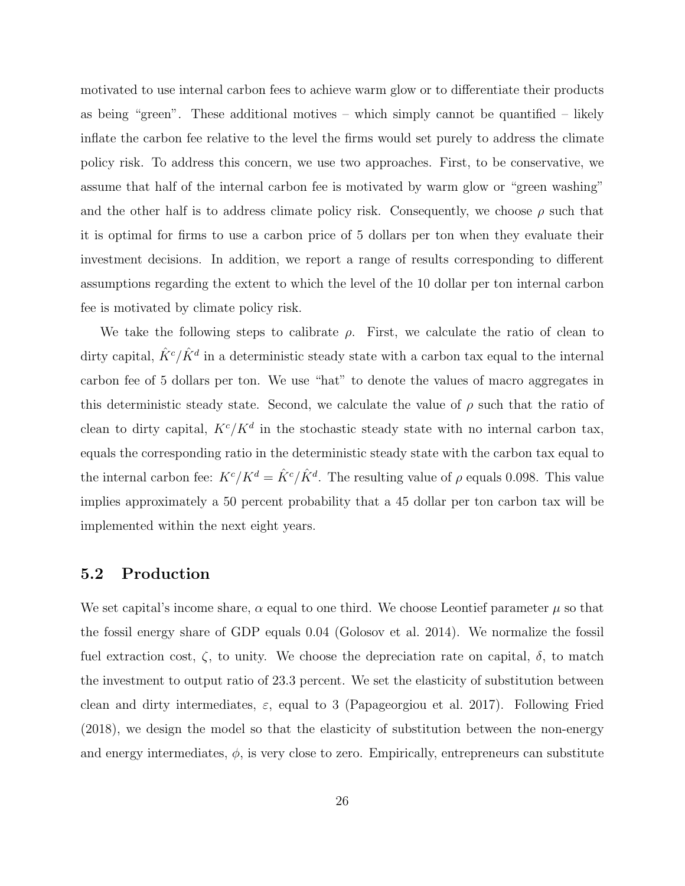motivated to use internal carbon fees to achieve warm glow or to differentiate their products as being "green". These additional motives – which simply cannot be quantified – likely inflate the carbon fee relative to the level the firms would set purely to address the climate policy risk. To address this concern, we use two approaches. First, to be conservative, we assume that half of the internal carbon fee is motivated by warm glow or "green washing" and the other half is to address climate policy risk. Consequently, we choose $\rho$ such that it is optimal for firms to use a carbon price of 5 dollars per ton when they evaluate their investment decisions. In addition, we report a range of results corresponding to different assumptions regarding the extent to which the level of the 10 dollar per ton internal carbon fee is motivated by climate policy risk.

We take the following steps to calibrate $\rho$. First, we calculate the ratio of clean to dirty capital, $\hat{K}^c/\hat{K}^d$ in a deterministic steady state with a carbon tax equal to the internal carbon fee of 5 dollars per ton. We use "hat" to denote the values of macro aggregates in this deterministic steady state. Second, we calculate the value of $\rho$ such that the ratio of clean to dirty capital, $K^c/K^d$ in the stochastic steady state with no internal carbon tax, equals the corresponding ratio in the deterministic steady state with the carbon tax equal to the internal carbon fee: $K^c/K^d = \hat{K}^c/\hat{K}^d$. The resulting value of $\rho$ equals 0.098. This value implies approximately a 50 percent probability that a 45 dollar per ton carbon tax will be implemented within the next eight years.

## 5.2 Production

We set capital's income share, $\alpha$ equal to one third. We choose Leontief parameter $\mu$ so that the fossil energy share of GDP equals 0.04 (Golosov et al. 2014). We normalize the fossil fuel extraction cost, $\zeta$, to unity. We choose the depreciation rate on capital, $\delta$, to match the investment to output ratio of 23.3 percent. We set the elasticity of substitution between clean and dirty intermediates, $\varepsilon$, equal to 3 (Papageorgiou et al. 2017). Following Fried (2018), we design the model so that the elasticity of substitution between the non-energy and energy intermediates, $\phi$, is very close to zero. Empirically, entrepreneurs can substitute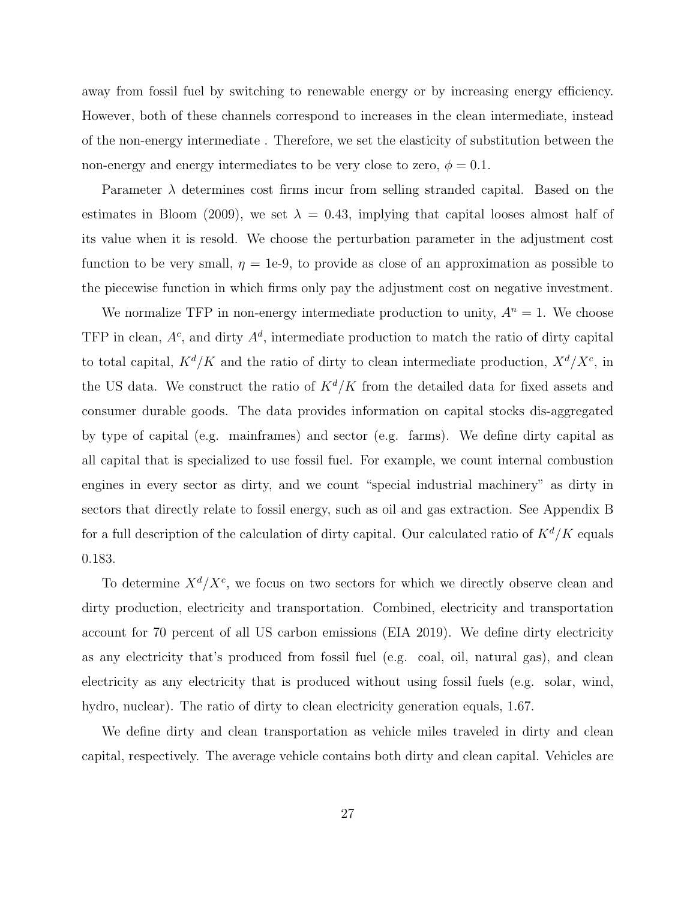away from fossil fuel by switching to renewable energy or by increasing energy efficiency. However, both of these channels correspond to increases in the clean intermediate, instead of the non-energy intermediate . Therefore, we set the elasticity of substitution between the non-energy and energy intermediates to be very close to zero, $\phi = 0.1$.

Parameter $\lambda$ determines cost firms incur from selling stranded capital. Based on the estimates in Bloom (2009), we set $\lambda = 0.43$, implying that capital looses almost half of its value when it is resold. We choose the perturbation parameter in the adjustment cost function to be very small, $\eta =$ 1e-9, to provide as close of an approximation as possible to the piecewise function in which firms only pay the adjustment cost on negative investment.

We normalize TFP in non-energy intermediate production to unity, $A^n = 1$. We choose TFP in clean, $A^c$, and dirty $A^d$, intermediate production to match the ratio of dirty capital to total capital, $K^d/K$ and the ratio of dirty to clean intermediate production, $X^d/X^c$, in the US data. We construct the ratio of $K^d/K$ from the detailed data for fixed assets and consumer durable goods. The data provides information on capital stocks dis-aggregated by type of capital (e.g. mainframes) and sector (e.g. farms). We define dirty capital as all capital that is specialized to use fossil fuel. For example, we count internal combustion engines in every sector as dirty, and we count "special industrial machinery" as dirty in sectors that directly relate to fossil energy, such as oil and gas extraction. See Appendix B for a full description of the calculation of dirty capital. Our calculated ratio of $K^d/K$ equals 0.183.

To determine $X^d/X^c$, we focus on two sectors for which we directly observe clean and dirty production, electricity and transportation. Combined, electricity and transportation account for 70 percent of all US carbon emissions (EIA 2019). We define dirty electricity as any electricity that's produced from fossil fuel (e.g. coal, oil, natural gas), and clean electricity as any electricity that is produced without using fossil fuels (e.g. solar, wind, hydro, nuclear). The ratio of dirty to clean electricity generation equals, 1.67.

We define dirty and clean transportation as vehicle miles traveled in dirty and clean capital, respectively. The average vehicle contains both dirty and clean capital. Vehicles are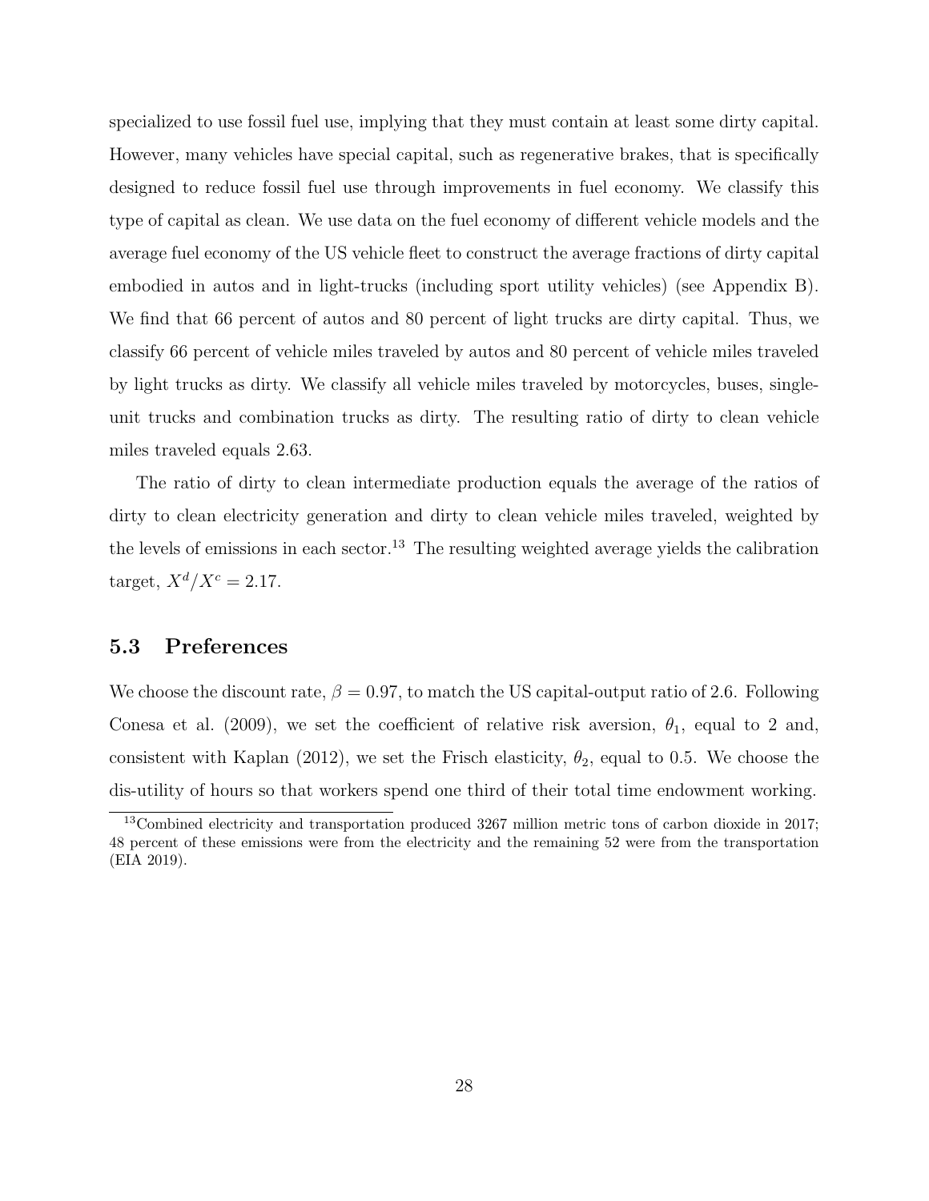specialized to use fossil fuel use, implying that they must contain at least some dirty capital. However, many vehicles have special capital, such as regenerative brakes, that is specifically designed to reduce fossil fuel use through improvements in fuel economy. We classify this type of capital as clean. We use data on the fuel economy of different vehicle models and the average fuel economy of the US vehicle fleet to construct the average fractions of dirty capital embodied in autos and in light-trucks (including sport utility vehicles) (see Appendix B). We find that 66 percent of autos and 80 percent of light trucks are dirty capital. Thus, we classify 66 percent of vehicle miles traveled by autos and 80 percent of vehicle miles traveled by light trucks as dirty. We classify all vehicle miles traveled by motorcycles, buses, single-unit trucks and combination trucks as dirty. The resulting ratio of dirty to clean vehicle miles traveled equals 2.63.

The ratio of dirty to clean intermediate production equals the average of the ratios of dirty to clean electricity generation and dirty to clean vehicle miles traveled, weighted by the levels of emissions in each sector.[13] The resulting weighted average yields the calibration target, $X^d/X^c = 2.17$.

### 5.3 Preferences

We choose the discount rate, $\beta = 0.97$, to match the US capital-output ratio of 2.6. Following Conesa et al. (2009), we set the coefficient of relative risk aversion, $\theta_1$, equal to 2 and, consistent with Kaplan (2012), we set the Frisch elasticity, $\theta_2$, equal to 0.5. We choose the dis-utility of hours so that workers spend one third of their total time endowment working.

[13] Combined electricity and transportation produced 3267 million metric tons of carbon dioxide in 2017; 48 percent of these emissions were from the electricity and the remaining 52 were from the transportation (EIA 2019).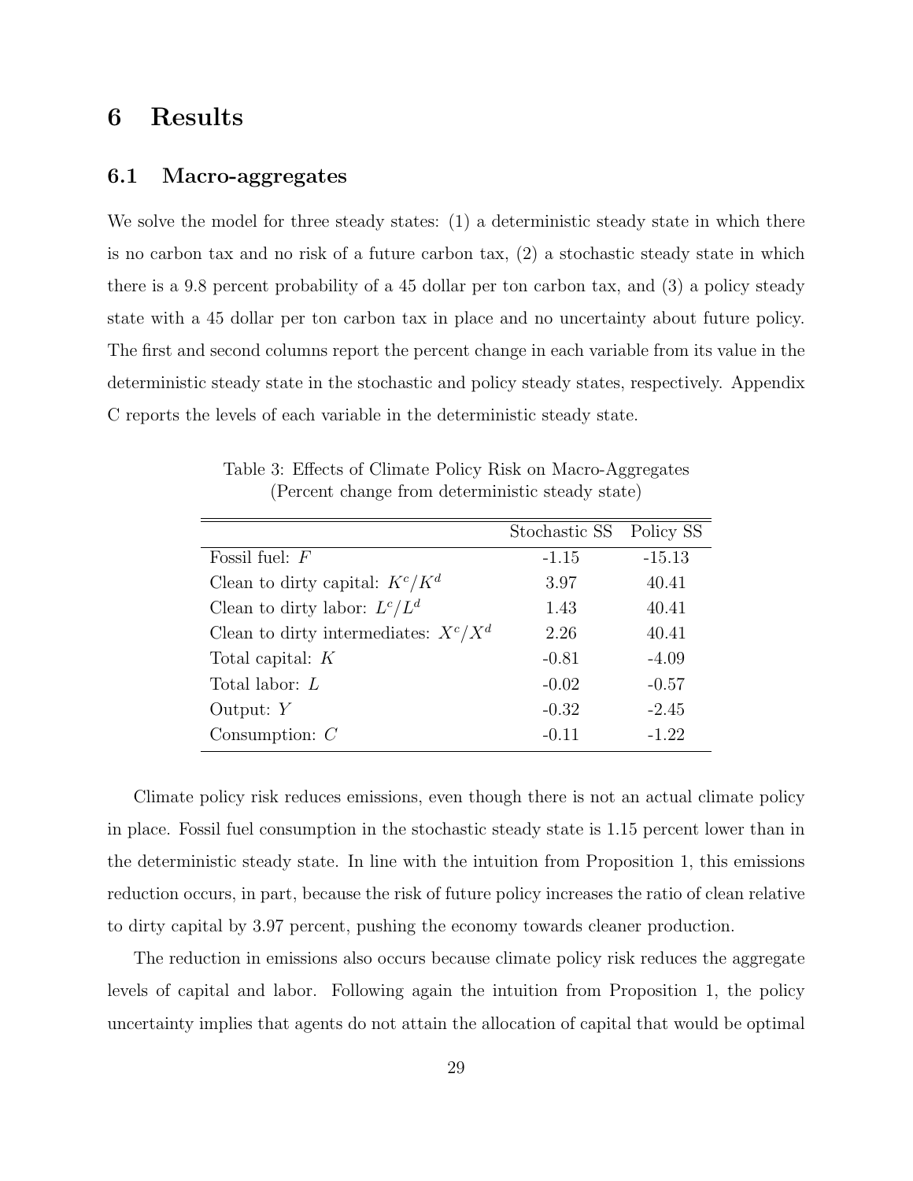# 6 Results

## 6.1 Macro-aggregates

We solve the model for three steady states: (1) a deterministic steady state in which there is no carbon tax and no risk of a future carbon tax, (2) a stochastic steady state in which there is a 9.8 percent probability of a 45 dollar per ton carbon tax, and (3) a policy steady state with a 45 dollar per ton carbon tax in place and no uncertainty about future policy. The first and second columns report the percent change in each variable from its value in the deterministic steady state in the stochastic and policy steady states, respectively. Appendix C reports the levels of each variable in the deterministic steady state.

Table 3: Effects of Climate Policy Risk on Macro-Aggregates
(Percent change from deterministic steady state)

| | Stochastic SS | Policy SS |
|---|---|---|
| Fossil fuel: $F$ | -1.15 | -15.13 |
| Clean to dirty capital: $K^c/K^d$ | 3.97 | 40.41 |
| Clean to dirty labor: $L^c/L^d$ | 1.43 | 40.41 |
| Clean to dirty intermediates: $X^c/X^d$ | 2.26 | 40.41 |
| Total capital: $K$ | -0.81 | -4.09 |
| Total labor: $L$ | -0.02 | -0.57 |
| Output: $Y$ | -0.32 | -2.45 |
| Consumption: $C$ | -0.11 | -1.22 |

Climate policy risk reduces emissions, even though there is not an actual climate policy in place. Fossil fuel consumption in the stochastic steady state is 1.15 percent lower than in the deterministic steady state. In line with the intuition from Proposition 1, this emissions reduction occurs, in part, because the risk of future policy increases the ratio of clean relative to dirty capital by 3.97 percent, pushing the economy towards cleaner production.

The reduction in emissions also occurs because climate policy risk reduces the aggregate levels of capital and labor. Following again the intuition from Proposition 1, the policy uncertainty implies that agents do not attain the allocation of capital that would be optimal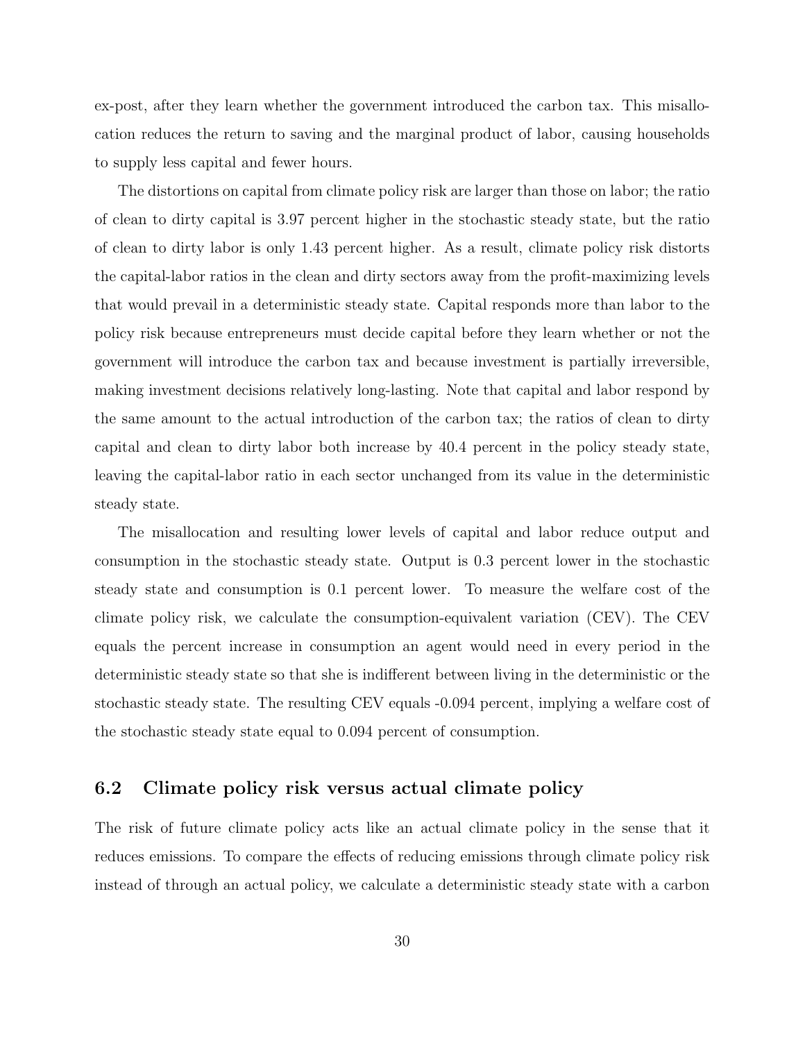ex-post, after they learn whether the government introduced the carbon tax. This misallocation reduces the return to saving and the marginal product of labor, causing households to supply less capital and fewer hours.

The distortions on capital from climate policy risk are larger than those on labor; the ratio of clean to dirty capital is 3.97 percent higher in the stochastic steady state, but the ratio of clean to dirty labor is only 1.43 percent higher. As a result, climate policy risk distorts the capital-labor ratios in the clean and dirty sectors away from the profit-maximizing levels that would prevail in a deterministic steady state. Capital responds more than labor to the policy risk because entrepreneurs must decide capital before they learn whether or not the government will introduce the carbon tax and because investment is partially irreversible, making investment decisions relatively long-lasting. Note that capital and labor respond by the same amount to the actual introduction of the carbon tax; the ratios of clean to dirty capital and clean to dirty labor both increase by 40.4 percent in the policy steady state, leaving the capital-labor ratio in each sector unchanged from its value in the deterministic steady state.

The misallocation and resulting lower levels of capital and labor reduce output and consumption in the stochastic steady state. Output is 0.3 percent lower in the stochastic steady state and consumption is 0.1 percent lower. To measure the welfare cost of the climate policy risk, we calculate the consumption-equivalent variation (CEV). The CEV equals the percent increase in consumption an agent would need in every period in the deterministic steady state so that she is indifferent between living in the deterministic or the stochastic steady state. The resulting CEV equals -0.094 percent, implying a welfare cost of the stochastic steady state equal to 0.094 percent of consumption.

## 6.2 Climate policy risk versus actual climate policy

The risk of future climate policy acts like an actual climate policy in the sense that it reduces emissions. To compare the effects of reducing emissions through climate policy risk instead of through an actual policy, we calculate a deterministic steady state with a carbon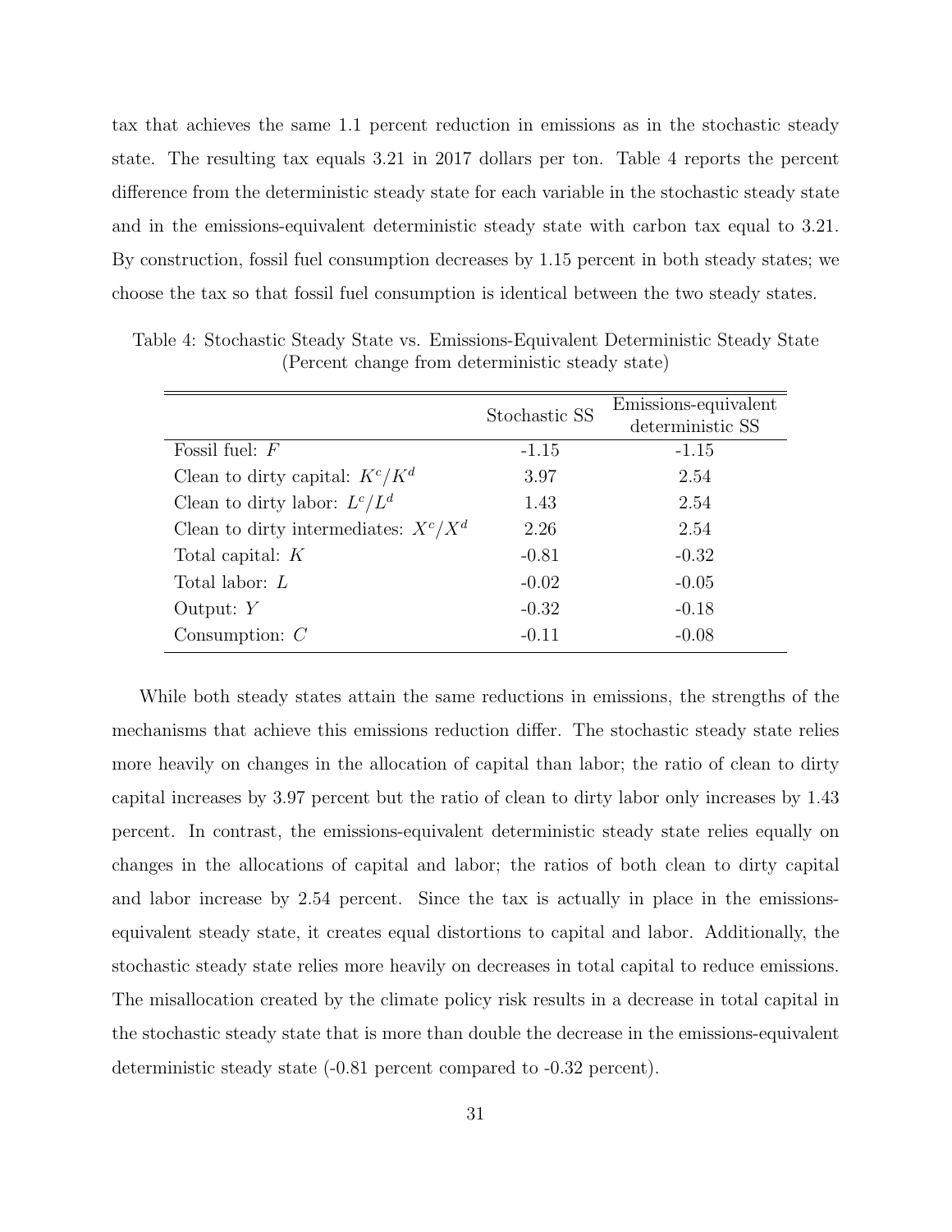tax that achieves the same 1.1 percent reduction in emissions as in the stochastic steady state. The resulting tax equals 3.21 in 2017 dollars per ton. Table 4 reports the percent difference from the deterministic steady state for each variable in the stochastic steady state and in the emissions-equivalent deterministic steady state with carbon tax equal to 3.21. By construction, fossil fuel consumption decreases by 1.15 percent in both steady states; we choose the tax so that fossil fuel consumption is identical between the two steady states.

Table 4: Stochastic Steady State vs. Emissions-Equivalent Deterministic Steady State (Percent change from deterministic steady state)

| | Stochastic SS | Emissions-equivalent deterministic SS |
|---|---|---|
| Fossil fuel: $F$ | -1.15 | -1.15 |
| Clean to dirty capital: $K^c/K^d$ | 3.97 | 2.54 |
| Clean to dirty labor: $L^c/L^d$ | 1.43 | 2.54 |
| Clean to dirty intermediates: $X^c/X^d$ | 2.26 | 2.54 |
| Total capital: $K$ | -0.81 | -0.32 |
| Total labor: $L$ | -0.02 | -0.05 |
| Output: $Y$ | -0.32 | -0.18 |
| Consumption: $C$ | -0.11 | -0.08 |

While both steady states attain the same reductions in emissions, the strengths of the mechanisms that achieve this emissions reduction differ. The stochastic steady state relies more heavily on changes in the allocation of capital than labor; the ratio of clean to dirty capital increases by 3.97 percent but the ratio of clean to dirty labor only increases by 1.43 percent. In contrast, the emissions-equivalent deterministic steady state relies equally on changes in the allocations of capital and labor; the ratios of both clean to dirty capital and labor increase by 2.54 percent. Since the tax is actually in place in the emissions-equivalent steady state, it creates equal distortions to capital and labor. Additionally, the stochastic steady state relies more heavily on decreases in total capital to reduce emissions. The misallocation created by the climate policy risk results in a decrease in total capital in the stochastic steady state that is more than double the decrease in the emissions-equivalent deterministic steady state (-0.81 percent compared to -0.32 percent).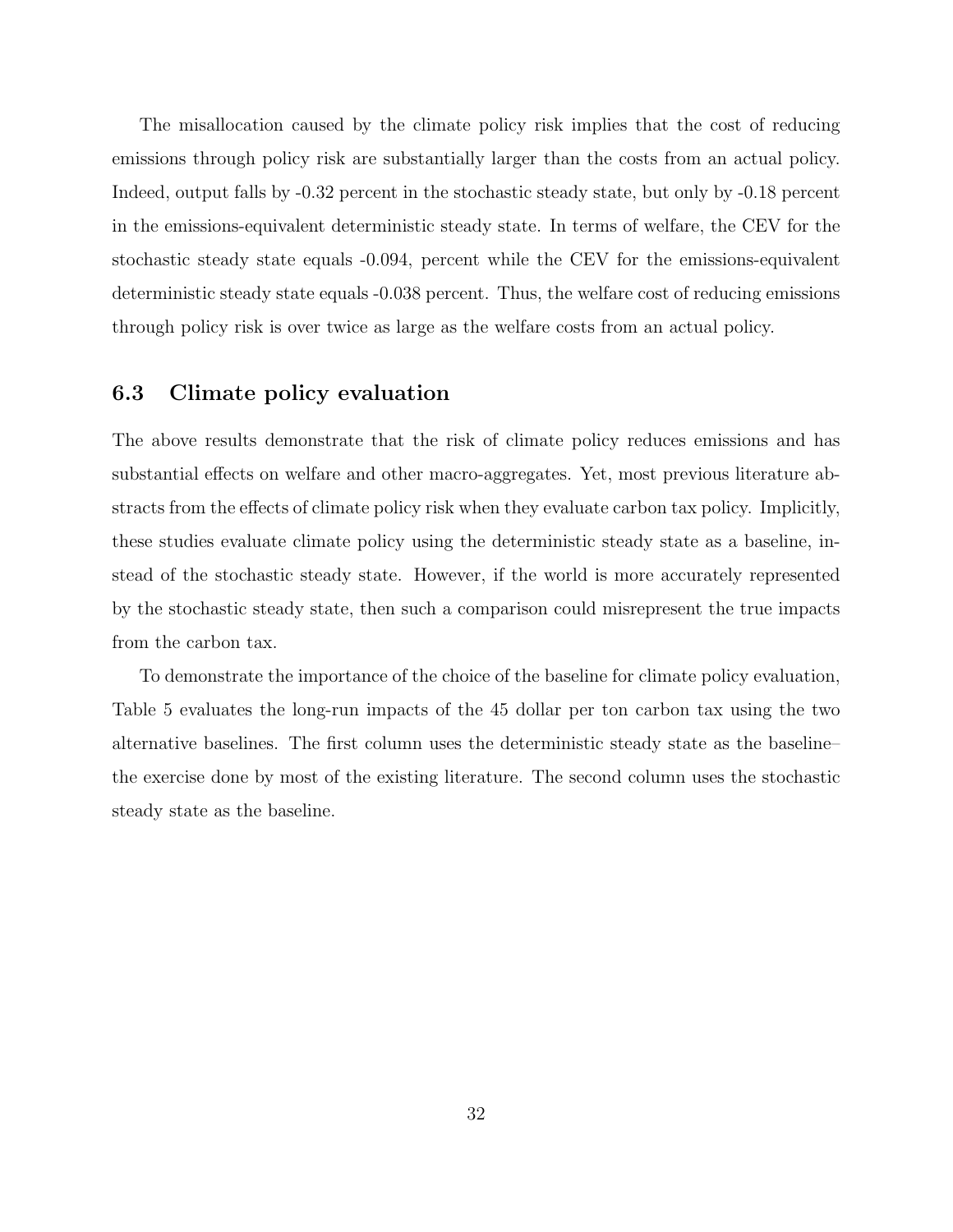The misallocation caused by the climate policy risk implies that the cost of reducing emissions through policy risk are substantially larger than the costs from an actual policy. Indeed, output falls by -0.32 percent in the stochastic steady state, but only by -0.18 percent in the emissions-equivalent deterministic steady state. In terms of welfare, the CEV for the stochastic steady state equals -0.094, percent while the CEV for the emissions-equivalent deterministic steady state equals -0.038 percent. Thus, the welfare cost of reducing emissions through policy risk is over twice as large as the welfare costs from an actual policy.

### 6.3 Climate policy evaluation

The above results demonstrate that the risk of climate policy reduces emissions and has substantial effects on welfare and other macro-aggregates. Yet, most previous literature abstracts from the effects of climate policy risk when they evaluate carbon tax policy. Implicitly, these studies evaluate climate policy using the deterministic steady state as a baseline, instead of the stochastic steady state. However, if the world is more accurately represented by the stochastic steady state, then such a comparison could misrepresent the true impacts from the carbon tax.

To demonstrate the importance of the choice of the baseline for climate policy evaluation, Table 5 evaluates the long-run impacts of the 45 dollar per ton carbon tax using the two alternative baselines. The first column uses the deterministic steady state as the baseline– the exercise done by most of the existing literature. The second column uses the stochastic steady state as the baseline.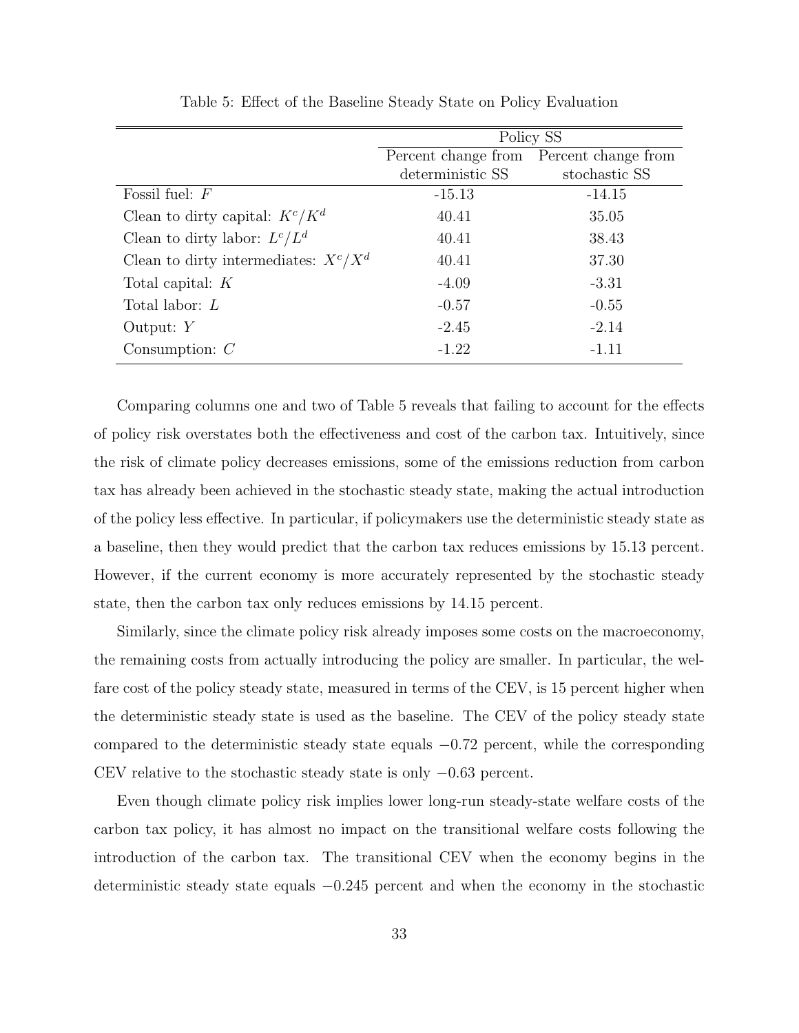Table 5: Effect of the Baseline Steady State on Policy Evaluation

| | Policy SS | |
|---|---|---|
| | Percent change from deterministic SS | Percent change from stochastic SS |
| Fossil fuel: $F$ | -15.13 | -14.15 |
| Clean to dirty capital: $K^c/K^d$ | 40.41 | 35.05 |
| Clean to dirty labor: $L^c/L^d$ | 40.41 | 38.43 |
| Clean to dirty intermediates: $X^c/X^d$ | 40.41 | 37.30 |
| Total capital: $K$ | -4.09 | -3.31 |
| Total labor: $L$ | -0.57 | -0.55 |
| Output: $Y$ | -2.45 | -2.14 |
| Consumption: $C$ | -1.22 | -1.11 |

Comparing columns one and two of Table 5 reveals that failing to account for the effects of policy risk overstates both the effectiveness and cost of the carbon tax. Intuitively, since the risk of climate policy decreases emissions, some of the emissions reduction from carbon tax has already been achieved in the stochastic steady state, making the actual introduction of the policy less effective. In particular, if policymakers use the deterministic steady state as a baseline, then they would predict that the carbon tax reduces emissions by 15.13 percent. However, if the current economy is more accurately represented by the stochastic steady state, then the carbon tax only reduces emissions by 14.15 percent.

Similarly, since the climate policy risk already imposes some costs on the macroeconomy, the remaining costs from actually introducing the policy are smaller. In particular, the welfare cost of the policy steady state, measured in terms of the CEV, is 15 percent higher when the deterministic steady state is used as the baseline. The CEV of the policy steady state compared to the deterministic steady state equals $-0.72$ percent, while the corresponding CEV relative to the stochastic steady state is only $-0.63$ percent.

Even though climate policy risk implies lower long-run steady-state welfare costs of the carbon tax policy, it has almost no impact on the transitional welfare costs following the introduction of the carbon tax. The transitional CEV when the economy begins in the deterministic steady state equals $-0.245$ percent and when the economy in the stochastic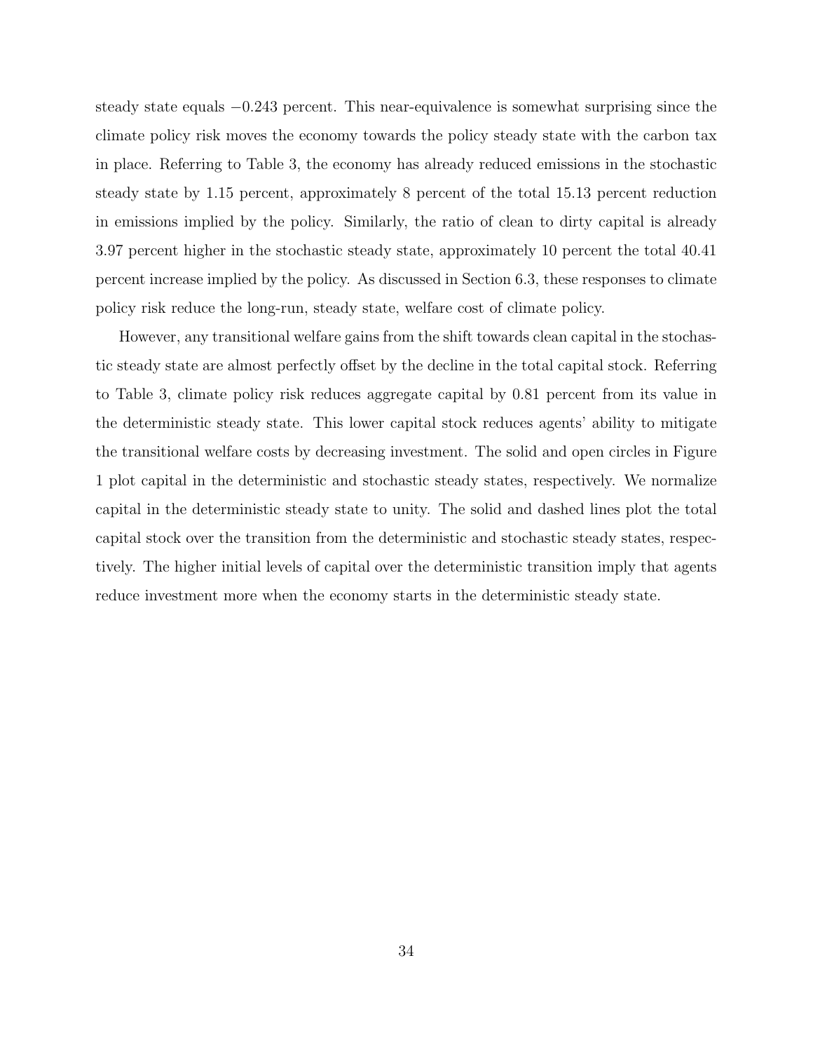steady state equals −0.243 percent. This near-equivalence is somewhat surprising since the climate policy risk moves the economy towards the policy steady state with the carbon tax in place. Referring to Table 3, the economy has already reduced emissions in the stochastic steady state by 1.15 percent, approximately 8 percent of the total 15.13 percent reduction in emissions implied by the policy. Similarly, the ratio of clean to dirty capital is already 3.97 percent higher in the stochastic steady state, approximately 10 percent the total 40.41 percent increase implied by the policy. As discussed in Section 6.3, these responses to climate policy risk reduce the long-run, steady state, welfare cost of climate policy.

However, any transitional welfare gains from the shift towards clean capital in the stochastic steady state are almost perfectly offset by the decline in the total capital stock. Referring to Table 3, climate policy risk reduces aggregate capital by 0.81 percent from its value in the deterministic steady state. This lower capital stock reduces agents' ability to mitigate the transitional welfare costs by decreasing investment. The solid and open circles in Figure 1 plot capital in the deterministic and stochastic steady states, respectively. We normalize capital in the deterministic steady state to unity. The solid and dashed lines plot the total capital stock over the transition from the deterministic and stochastic steady states, respectively. The higher initial levels of capital over the deterministic transition imply that agents reduce investment more when the economy starts in the deterministic steady state.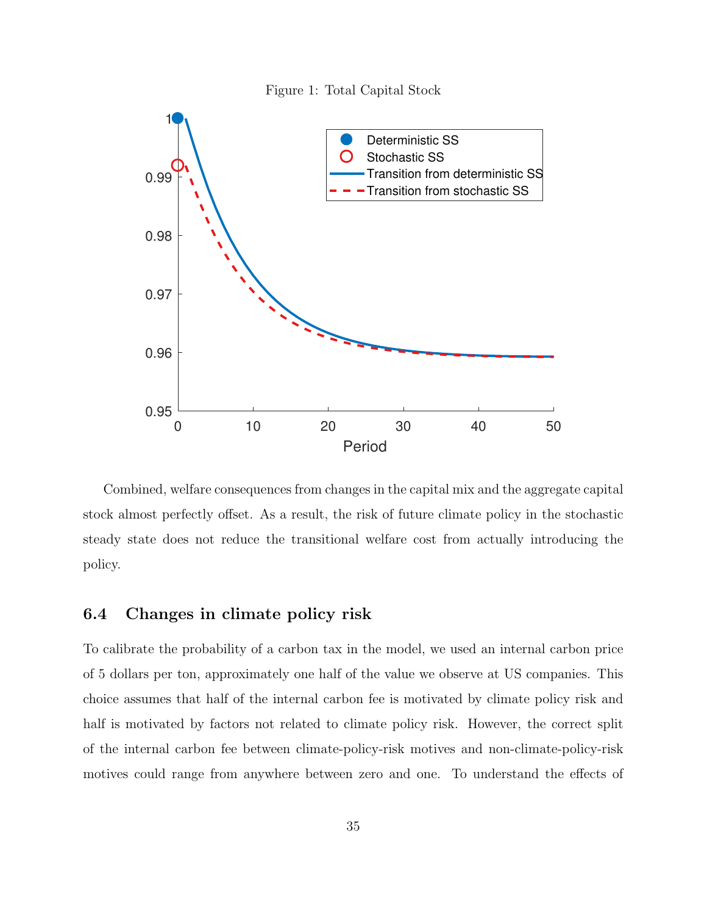Figure 1: Total Capital Stock

Combined, welfare consequences from changes in the capital mix and the aggregate capital stock almost perfectly offset. As a result, the risk of future climate policy in the stochastic steady state does not reduce the transitional welfare cost from actually introducing the policy.

### 6.4 Changes in climate policy risk

To calibrate the probability of a carbon tax in the model, we used an internal carbon price of 5 dollars per ton, approximately one half of the value we observe at US companies. This choice assumes that half of the internal carbon fee is motivated by climate policy risk and half is motivated by factors not related to climate policy risk. However, the correct split of the internal carbon fee between climate-policy-risk motives and non-climate-policy-risk motives could range from anywhere between zero and one. To understand the effects of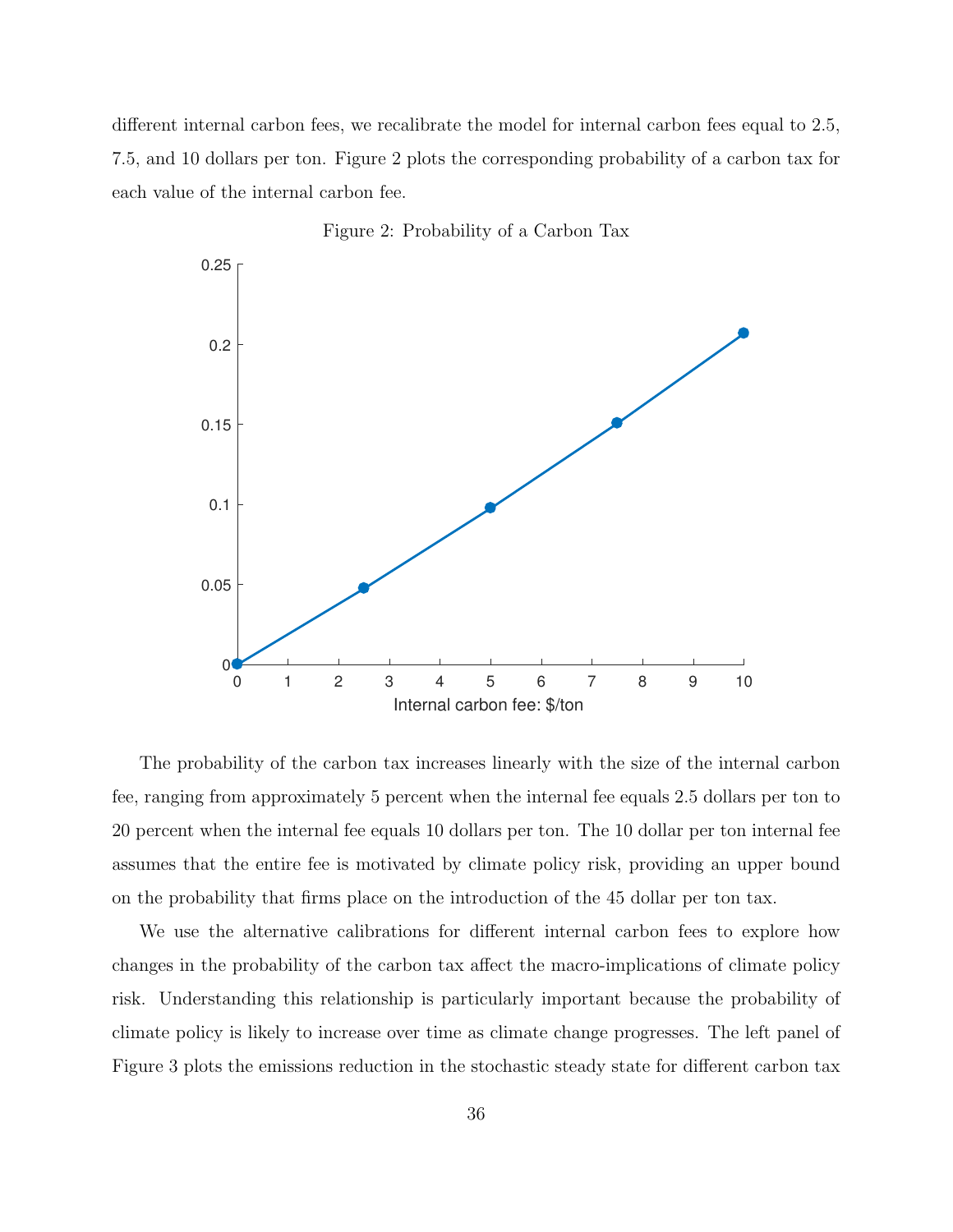different internal carbon fees, we recalibrate the model for internal carbon fees equal to 2.5, 7.5, and 10 dollars per ton. Figure 2 plots the corresponding probability of a carbon tax for each value of the internal carbon fee.

Figure 2: Probability of a Carbon Tax

The probability of the carbon tax increases linearly with the size of the internal carbon fee, ranging from approximately 5 percent when the internal fee equals 2.5 dollars per ton to 20 percent when the internal fee equals 10 dollars per ton. The 10 dollar per ton internal fee assumes that the entire fee is motivated by climate policy risk, providing an upper bound on the probability that firms place on the introduction of the 45 dollar per ton tax.

We use the alternative calibrations for different internal carbon fees to explore how changes in the probability of the carbon tax affect the macro-implications of climate policy risk. Understanding this relationship is particularly important because the probability of climate policy is likely to increase over time as climate change progresses. The left panel of Figure 3 plots the emissions reduction in the stochastic steady state for different carbon tax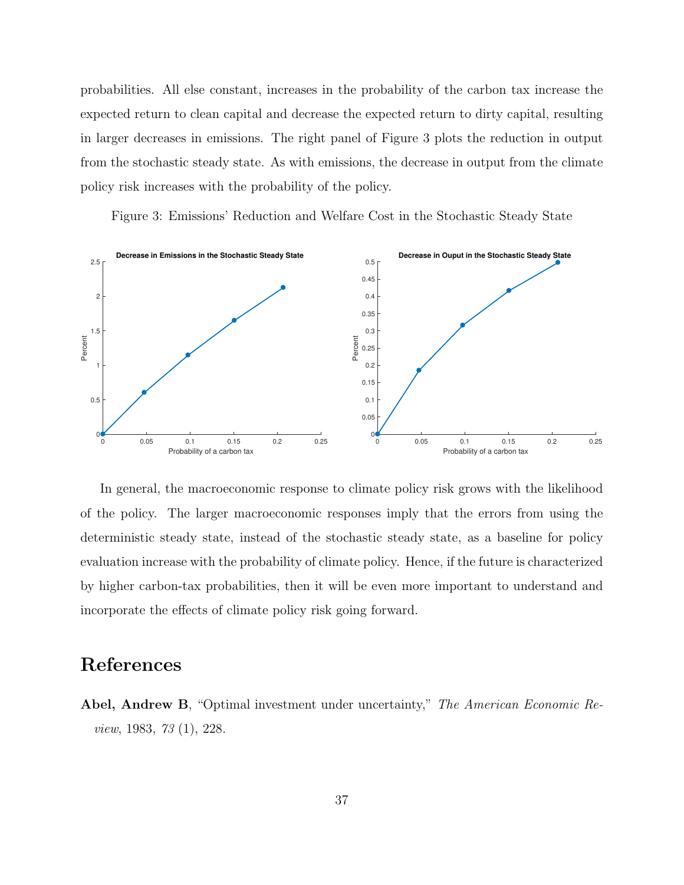probabilities. All else constant, increases in the probability of the carbon tax increase the expected return to clean capital and decrease the expected return to dirty capital, resulting in larger decreases in emissions. The right panel of Figure 3 plots the reduction in output from the stochastic steady state. As with emissions, the decrease in output from the climate policy risk increases with the probability of the policy.

Figure 3: Emissions' Reduction and Welfare Cost in the Stochastic Steady State

In general, the macroeconomic response to climate policy risk grows with the likelihood of the policy. The larger macroeconomic responses imply that the errors from using the deterministic steady state, instead of the stochastic steady state, as a baseline for policy evaluation increase with the probability of climate policy. Hence, if the future is characterized by higher carbon-tax probabilities, then it will be even more important to understand and incorporate the effects of climate policy risk going forward.

# References

**Abel, Andrew B**, "Optimal investment under uncertainty," *The American Economic Review*, 1983, *73* (1), 228.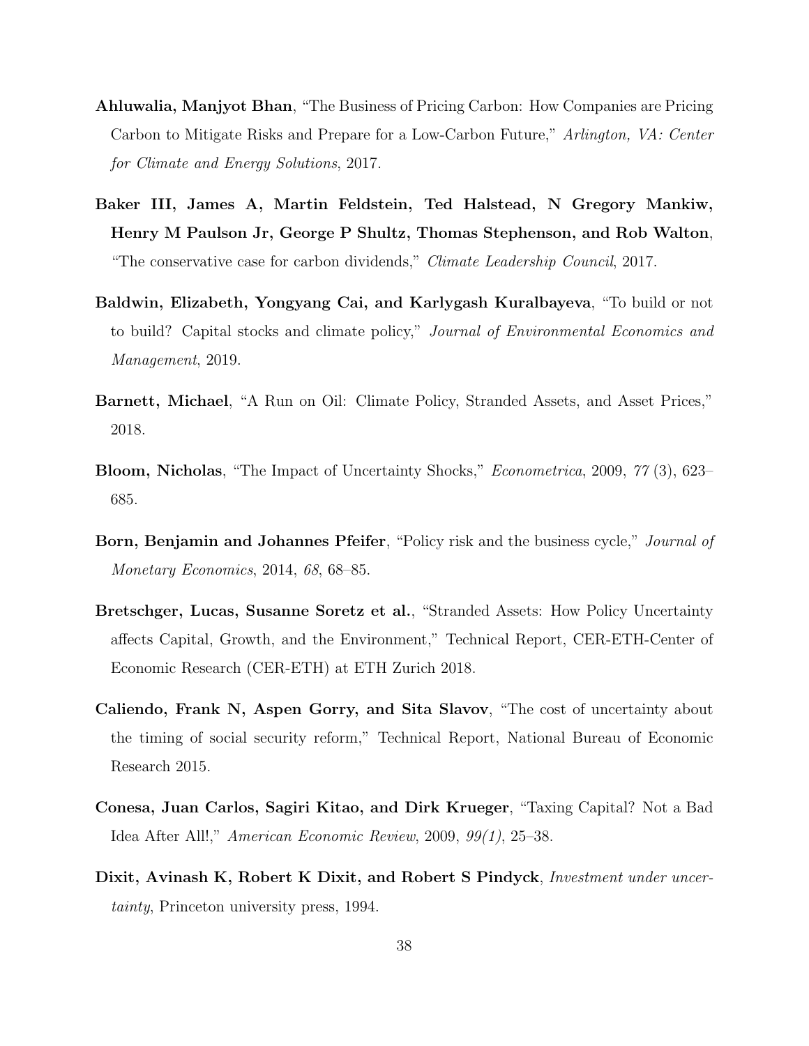**Ahluwalia, Manjyot Bhan**, "The Business of Pricing Carbon: How Companies are Pricing Carbon to Mitigate Risks and Prepare for a Low-Carbon Future," *Arlington, VA: Center for Climate and Energy Solutions*, 2017.

**Baker III, James A, Martin Feldstein, Ted Halstead, N Gregory Mankiw, Henry M Paulson Jr, George P Shultz, Thomas Stephenson, and Rob Walton**, "The conservative case for carbon dividends," *Climate Leadership Council*, 2017.

**Baldwin, Elizabeth, Yongyang Cai, and Karlygash Kuralbayeva**, "To build or not to build? Capital stocks and climate policy," *Journal of Environmental Economics and Management*, 2019.

**Barnett, Michael**, "A Run on Oil: Climate Policy, Stranded Assets, and Asset Prices," 2018.

**Bloom, Nicholas**, "The Impact of Uncertainty Shocks," *Econometrica*, 2009, *77* (3), 623–685.

**Born, Benjamin and Johannes Pfeifer**, "Policy risk and the business cycle," *Journal of Monetary Economics*, 2014, *68*, 68–85.

**Bretschger, Lucas, Susanne Soretz et al.**, "Stranded Assets: How Policy Uncertainty affects Capital, Growth, and the Environment," Technical Report, CER-ETH-Center of Economic Research (CER-ETH) at ETH Zurich 2018.

**Caliendo, Frank N, Aspen Gorry, and Sita Slavov**, "The cost of uncertainty about the timing of social security reform," Technical Report, National Bureau of Economic Research 2015.

**Conesa, Juan Carlos, Sagiri Kitao, and Dirk Krueger**, "Taxing Capital? Not a Bad Idea After All!," *American Economic Review*, 2009, *99(1)*, 25–38.

**Dixit, Avinash K, Robert K Dixit, and Robert S Pindyck**, *Investment under uncertainty*, Princeton university press, 1994.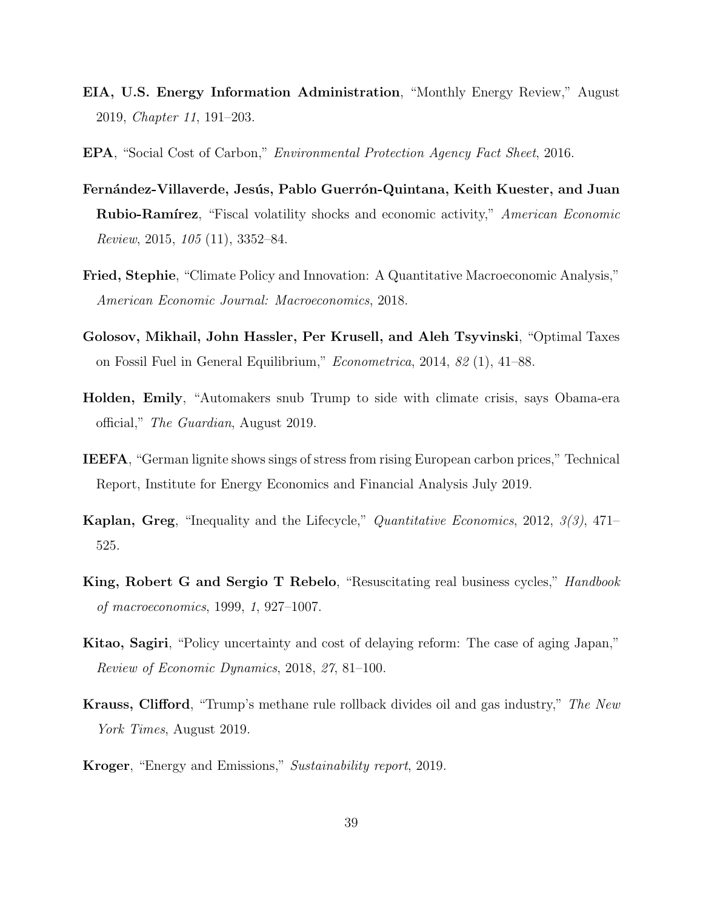**EIA, U.S. Energy Information Administration**, "Monthly Energy Review," August 2019, *Chapter 11*, 191–203.

**EPA**, "Social Cost of Carbon," *Environmental Protection Agency Fact Sheet*, 2016.

**Fernández-Villaverde, Jesús, Pablo Guerrón-Quintana, Keith Kuester, and Juan Rubio-Ramírez**, "Fiscal volatility shocks and economic activity," *American Economic Review*, 2015, *105* (11), 3352–84.

**Fried, Stephie**, "Climate Policy and Innovation: A Quantitative Macroeconomic Analysis," *American Economic Journal: Macroeconomics*, 2018.

**Golosov, Mikhail, John Hassler, Per Krusell, and Aleh Tsyvinski**, "Optimal Taxes on Fossil Fuel in General Equilibrium," *Econometrica*, 2014, *82* (1), 41–88.

**Holden, Emily**, "Automakers snub Trump to side with climate crisis, says Obama-era official," *The Guardian*, August 2019.

**IEEFA**, "German lignite shows sings of stress from rising European carbon prices," Technical Report, Institute for Energy Economics and Financial Analysis July 2019.

**Kaplan, Greg**, "Inequality and the Lifecycle," *Quantitative Economics*, 2012, *3(3)*, 471–525.

**King, Robert G and Sergio T Rebelo**, "Resuscitating real business cycles," *Handbook of macroeconomics*, 1999, *1*, 927–1007.

**Kitao, Sagiri**, "Policy uncertainty and cost of delaying reform: The case of aging Japan," *Review of Economic Dynamics*, 2018, *27*, 81–100.

**Krauss, Clifford**, "Trump's methane rule rollback divides oil and gas industry," *The New York Times*, August 2019.

**Kroger**, "Energy and Emissions," *Sustainability report*, 2019.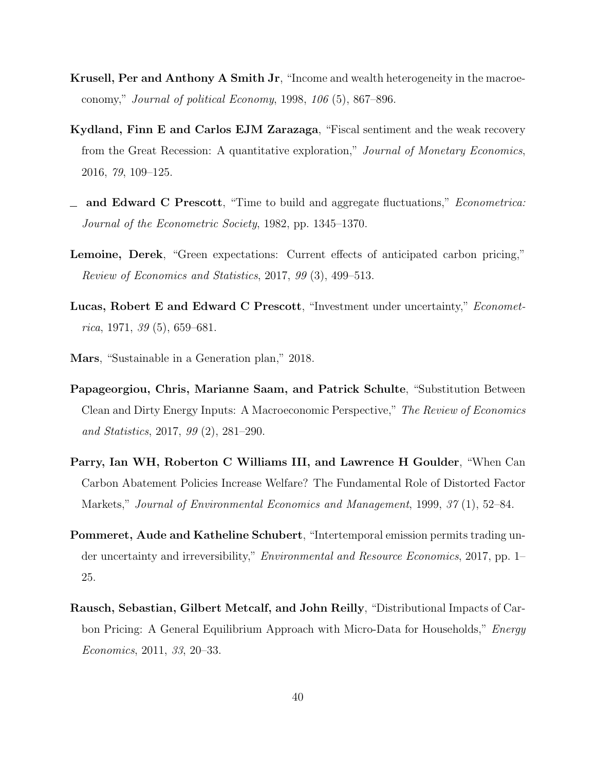**Krusell, Per and Anthony A Smith Jr**, "Income and wealth heterogeneity in the macroeconomy," *Journal of political Economy*, 1998, *106* (5), 867–896.

**Kydland, Finn E and Carlos EJM Zarazaga**, "Fiscal sentiment and the weak recovery from the Great Recession: A quantitative exploration," *Journal of Monetary Economics*, 2016, *79*, 109–125.

**_ and Edward C Prescott**, "Time to build and aggregate fluctuations," *Econometrica: Journal of the Econometric Society*, 1982, pp. 1345–1370.

**Lemoine, Derek**, "Green expectations: Current effects of anticipated carbon pricing," *Review of Economics and Statistics*, 2017, *99* (3), 499–513.

**Lucas, Robert E and Edward C Prescott**, "Investment under uncertainty," *Econometrica*, 1971, *39* (5), 659–681.

**Mars**, "Sustainable in a Generation plan," 2018.

**Papageorgiou, Chris, Marianne Saam, and Patrick Schulte**, "Substitution Between Clean and Dirty Energy Inputs: A Macroeconomic Perspective," *The Review of Economics and Statistics*, 2017, *99* (2), 281–290.

**Parry, Ian WH, Roberton C Williams III, and Lawrence H Goulder**, "When Can Carbon Abatement Policies Increase Welfare? The Fundamental Role of Distorted Factor Markets," *Journal of Environmental Economics and Management*, 1999, *37* (1), 52–84.

**Pommeret, Aude and Katheline Schubert**, "Intertemporal emission permits trading under uncertainty and irreversibility," *Environmental and Resource Economics*, 2017, pp. 1–25.

**Rausch, Sebastian, Gilbert Metcalf, and John Reilly**, "Distributional Impacts of Carbon Pricing: A General Equilibrium Approach with Micro-Data for Households," *Energy Economics*, 2011, *33*, 20–33.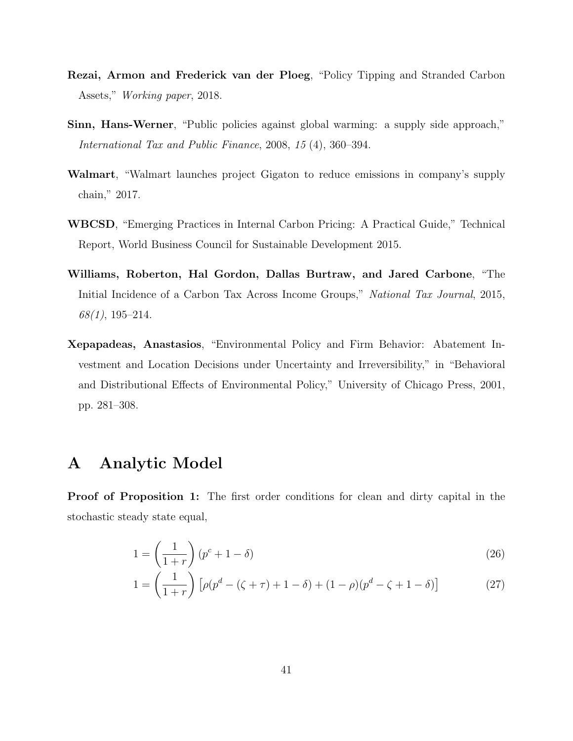**Rezai, Armon and Frederick van der Ploeg**, "Policy Tipping and Stranded Carbon Assets," *Working paper*, 2018.

**Sinn, Hans-Werner**, "Public policies against global warming: a supply side approach," *International Tax and Public Finance*, 2008, *15* (4), 360–394.

**Walmart**, "Walmart launches project Gigaton to reduce emissions in company's supply chain," 2017.

**WBCSD**, "Emerging Practices in Internal Carbon Pricing: A Practical Guide," Technical Report, World Business Council for Sustainable Development 2015.

**Williams, Roberton, Hal Gordon, Dallas Burtraw, and Jared Carbone**, "The Initial Incidence of a Carbon Tax Across Income Groups," *National Tax Journal*, 2015, *68(1)*, 195–214.

**Xepapadeas, Anastasios**, "Environmental Policy and Firm Behavior: Abatement Investment and Location Decisions under Uncertainty and Irreversibility," in "Behavioral and Distributional Effects of Environmental Policy," University of Chicago Press, 2001, pp. 281–308.

# A Analytic Model

**Proof of Proposition 1:** The first order conditions for clean and dirty capital in the stochastic steady state equal,

$$1 = \left(\frac{1}{1+r}\right)(p^c + 1 - \delta) \tag{26}$$

$$1 = \left(\frac{1}{1+r}\right)\left[\rho(p^d - (\zeta + \tau) + 1 - \delta) + (1-\rho)(p^d - \zeta + 1 - \delta)\right] \tag{27}$$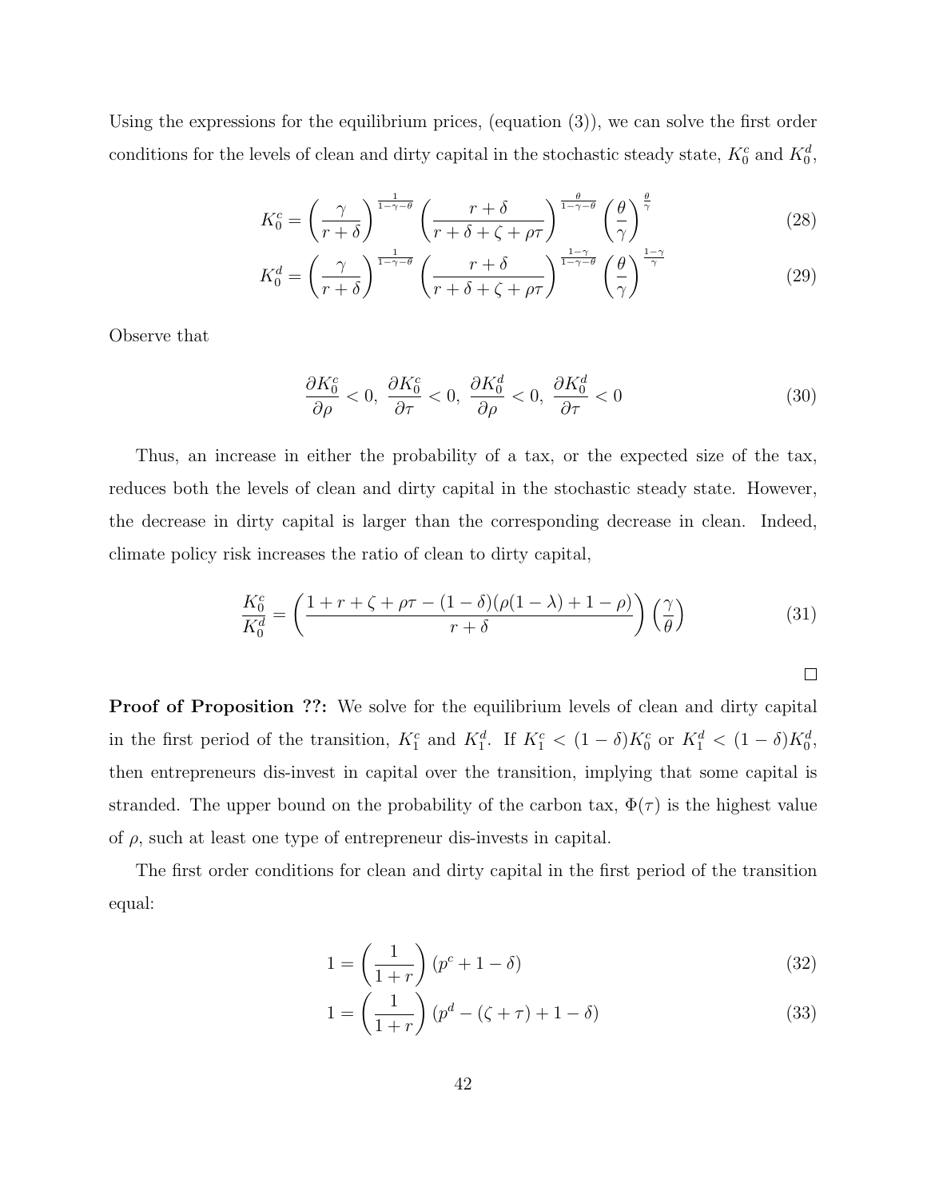Using the expressions for the equilibrium prices, (equation (3)), we can solve the first order conditions for the levels of clean and dirty capital in the stochastic steady state, $K_0^c$ and $K_0^d$,

$$K_0^c = \left(\frac{\gamma}{r+\delta}\right)^{\frac{1}{1-\gamma-\theta}} \left(\frac{r+\delta}{r+\delta+\zeta+\rho\tau}\right)^{\frac{\theta}{1-\gamma-\theta}} \left(\frac{\theta}{\gamma}\right)^{\frac{\theta}{\gamma}} \tag{28}$$

$$K_0^d = \left(\frac{\gamma}{r+\delta}\right)^{\frac{1}{1-\gamma-\theta}} \left(\frac{r+\delta}{r+\delta+\zeta+\rho\tau}\right)^{\frac{1-\gamma}{1-\gamma-\theta}} \left(\frac{\theta}{\gamma}\right)^{\frac{1-\gamma}{\gamma}} \tag{29}$$

Observe that

$$\frac{\partial K_0^c}{\partial \rho} < 0,\ \frac{\partial K_0^c}{\partial \tau} < 0,\ \frac{\partial K_0^d}{\partial \rho} < 0,\ \frac{\partial K_0^d}{\partial \tau} < 0 \tag{30}$$

Thus, an increase in either the probability of a tax, or the expected size of the tax, reduces both the levels of clean and dirty capital in the stochastic steady state. However, the decrease in dirty capital is larger than the corresponding decrease in clean. Indeed, climate policy risk increases the ratio of clean to dirty capital,

$$\frac{K_0^c}{K_0^d} = \left(\frac{1+r+\zeta+\rho\tau-(1-\delta)(\rho(1-\lambda)+1-\rho)}{r+\delta}\right)\left(\frac{\gamma}{\theta}\right) \tag{31}$$

□

**Proof of Proposition ??:** We solve for the equilibrium levels of clean and dirty capital in the first period of the transition, $K_1^c$ and $K_1^d$. If $K_1^c < (1-\delta)K_0^c$ or $K_1^d < (1-\delta)K_0^d$, then entrepreneurs dis-invest in capital over the transition, implying that some capital is stranded. The upper bound on the probability of the carbon tax, $\Phi(\tau)$ is the highest value of $\rho$, such at least one type of entrepreneur dis-invests in capital.

The first order conditions for clean and dirty capital in the first period of the transition equal:

$$1 = \left(\frac{1}{1+r}\right)(p^c + 1 - \delta) \tag{32}$$

$$1 = \left(\frac{1}{1+r}\right)(p^d - (\zeta+\tau) + 1 - \delta) \tag{33}$$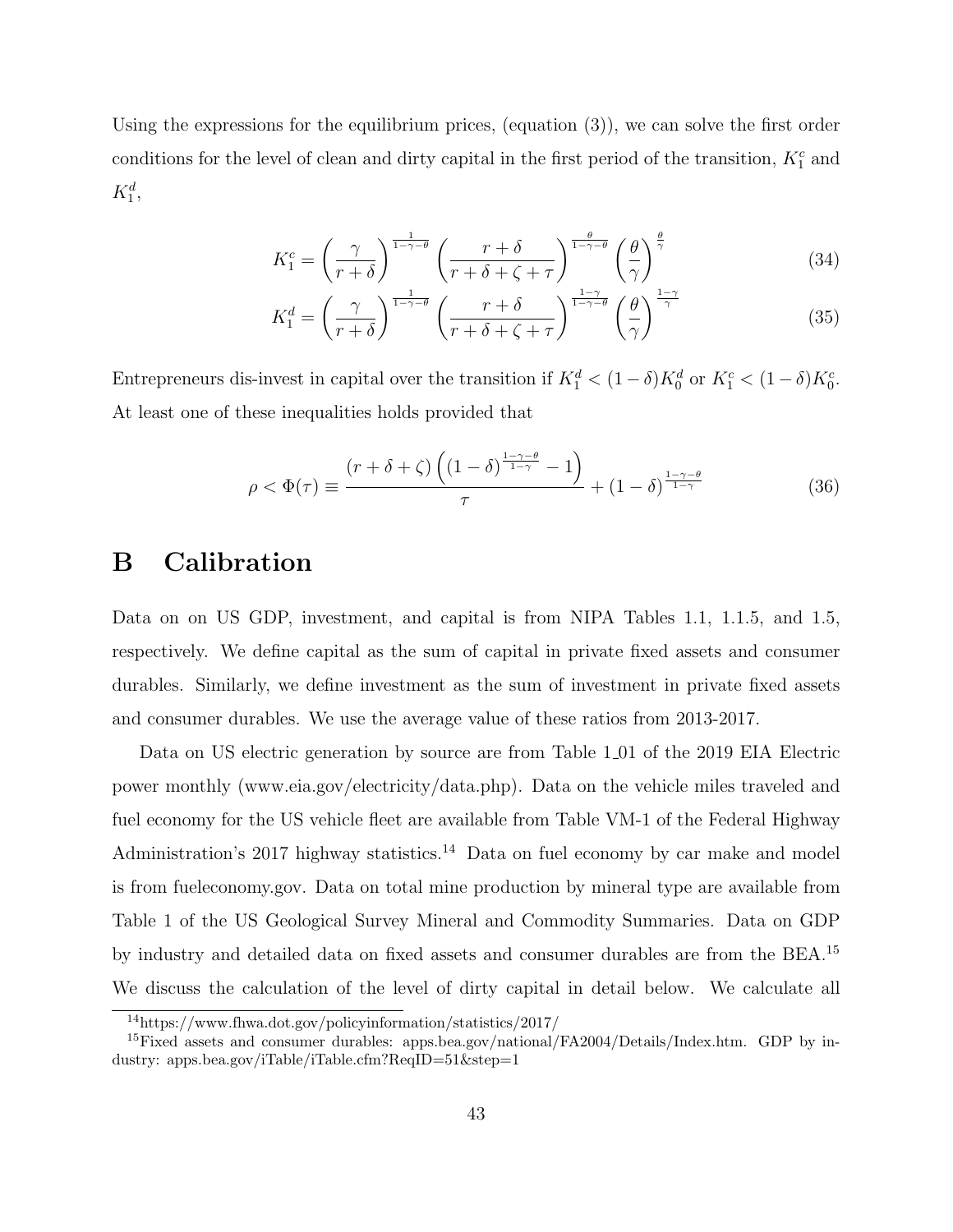Using the expressions for the equilibrium prices, (equation (3)), we can solve the first order conditions for the level of clean and dirty capital in the first period of the transition, $K_1^c$ and $K_1^d$,

$$K_1^c = \left(\frac{\gamma}{r+\delta}\right)^{\frac{1}{1-\gamma-\theta}} \left(\frac{r+\delta}{r+\delta+\zeta+\tau}\right)^{\frac{\theta}{1-\gamma-\theta}} \left(\frac{\theta}{\gamma}\right)^{\frac{\theta}{\gamma}} \tag{34}$$

$$K_1^d = \left(\frac{\gamma}{r+\delta}\right)^{\frac{1}{1-\gamma-\theta}} \left(\frac{r+\delta}{r+\delta+\zeta+\tau}\right)^{\frac{1-\gamma}{1-\gamma-\theta}} \left(\frac{\theta}{\gamma}\right)^{\frac{1-\gamma}{\gamma}} \tag{35}$$

Entrepreneurs dis-invest in capital over the transition if $K_1^d < (1-\delta)K_0^d$ or $K_1^c < (1-\delta)K_0^c$. At least one of these inequalities holds provided that

$$\rho < \Phi(\tau) \equiv \frac{(r+\delta+\zeta)\left((1-\delta)^{\frac{1-\gamma-\theta}{1-\gamma}} - 1\right)}{\tau} + (1-\delta)^{\frac{1-\gamma-\theta}{1-\gamma}} \tag{36}$$

# B Calibration

Data on on US GDP, investment, and capital is from NIPA Tables 1.1, 1.1.5, and 1.5, respectively. We define capital as the sum of capital in private fixed assets and consumer durables. Similarly, we define investment as the sum of investment in private fixed assets and consumer durables. We use the average value of these ratios from 2013-2017.

Data on US electric generation by source are from Table 1_01 of the 2019 EIA Electric power monthly (www.eia.gov/electricity/data.php). Data on the vehicle miles traveled and fuel economy for the US vehicle fleet are available from Table VM-1 of the Federal Highway Administration's 2017 highway statistics.[14] Data on fuel economy by car make and model is from fueleconomy.gov. Data on total mine production by mineral type are available from Table 1 of the US Geological Survey Mineral and Commodity Summaries. Data on GDP by industry and detailed data on fixed assets and consumer durables are from the BEA.[15] We discuss the calculation of the level of dirty capital in detail below. We calculate all

[14] https://www.fhwa.dot.gov/policyinformation/statistics/2017/

[15] Fixed assets and consumer durables: apps.bea.gov/national/FA2004/Details/Index.htm. GDP by industry: apps.bea.gov/iTable/iTable.cfm?ReqID=51&step=1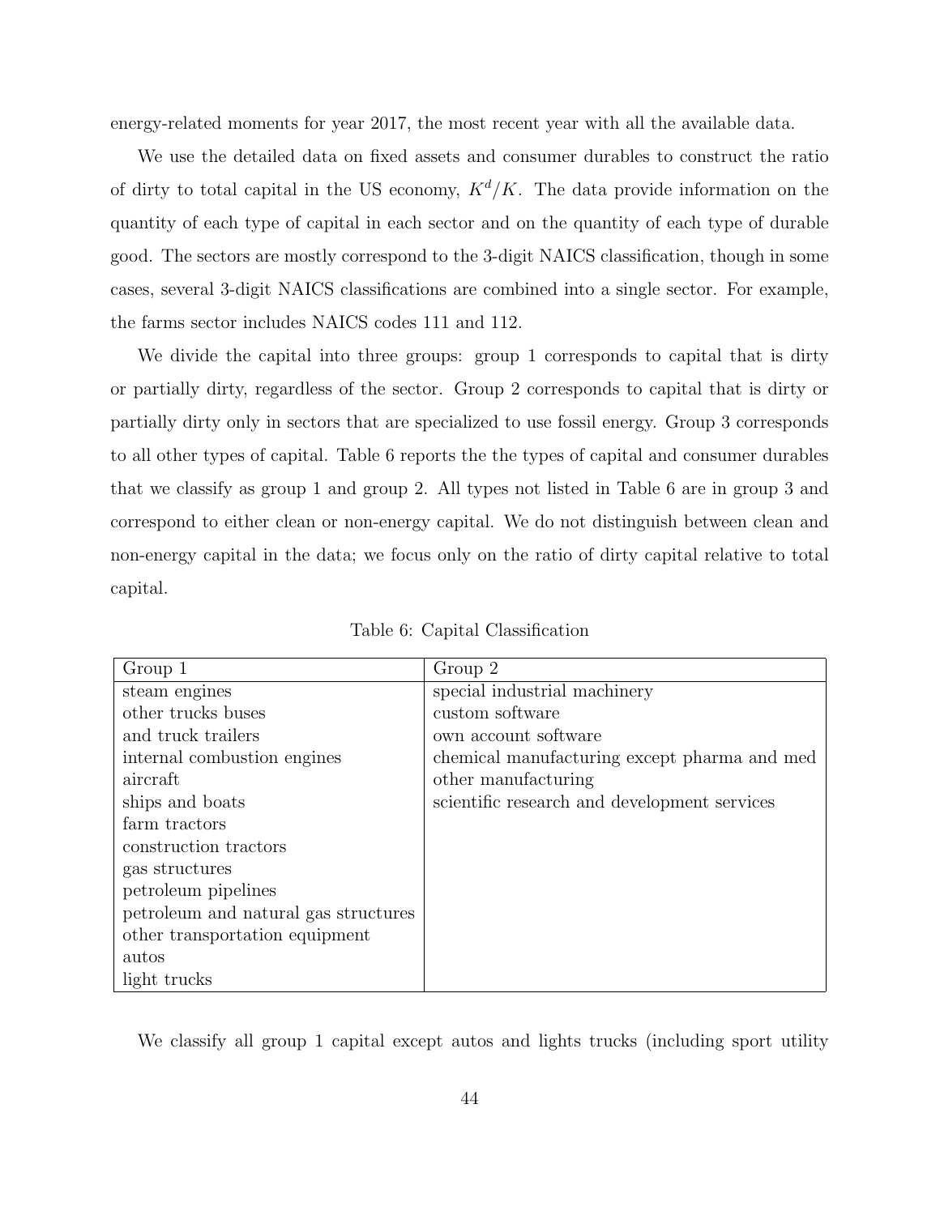energy-related moments for year 2017, the most recent year with all the available data.

We use the detailed data on fixed assets and consumer durables to construct the ratio of dirty to total capital in the US economy, $K^d/K$. The data provide information on the quantity of each type of capital in each sector and on the quantity of each type of durable good. The sectors are mostly correspond to the 3-digit NAICS classification, though in some cases, several 3-digit NAICS classifications are combined into a single sector. For example, the farms sector includes NAICS codes 111 and 112.

We divide the capital into three groups: group 1 corresponds to capital that is dirty or partially dirty, regardless of the sector. Group 2 corresponds to capital that is dirty or partially dirty only in sectors that are specialized to use fossil energy. Group 3 corresponds to all other types of capital. Table 6 reports the the types of capital and consumer durables that we classify as group 1 and group 2. All types not listed in Table 6 are in group 3 and correspond to either clean or non-energy capital. We do not distinguish between clean and non-energy capital in the data; we focus only on the ratio of dirty capital relative to total capital.

Table 6: Capital Classification

| Group 1 | Group 2 |
|---|---|
| steam engines | special industrial machinery |
| other trucks buses | custom software |
| and truck trailers | own account software |
| internal combustion engines | chemical manufacturing except pharma and med |
| aircraft | other manufacturing |
| ships and boats | scientific research and development services |
| farm tractors | |
| construction tractors | |
| gas structures | |
| petroleum pipelines | |
| petroleum and natural gas structures | |
| other transportation equipment | |
| autos | |
| light trucks | |

We classify all group 1 capital except autos and lights trucks (including sport utility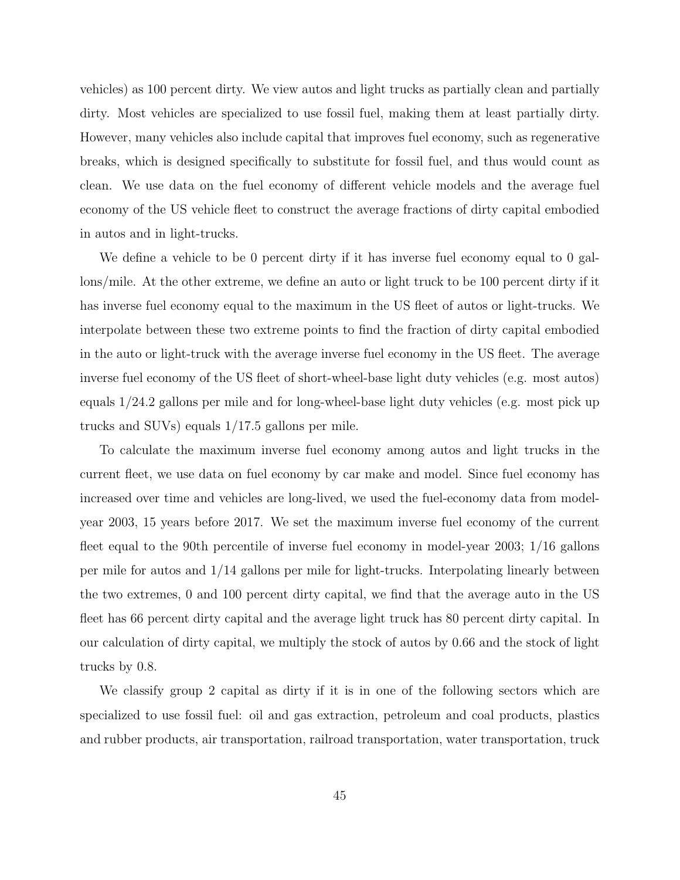vehicles) as 100 percent dirty. We view autos and light trucks as partially clean and partially dirty. Most vehicles are specialized to use fossil fuel, making them at least partially dirty. However, many vehicles also include capital that improves fuel economy, such as regenerative breaks, which is designed specifically to substitute for fossil fuel, and thus would count as clean. We use data on the fuel economy of different vehicle models and the average fuel economy of the US vehicle fleet to construct the average fractions of dirty capital embodied in autos and in light-trucks.

We define a vehicle to be 0 percent dirty if it has inverse fuel economy equal to 0 gallons/mile. At the other extreme, we define an auto or light truck to be 100 percent dirty if it has inverse fuel economy equal to the maximum in the US fleet of autos or light-trucks. We interpolate between these two extreme points to find the fraction of dirty capital embodied in the auto or light-truck with the average inverse fuel economy in the US fleet. The average inverse fuel economy of the US fleet of short-wheel-base light duty vehicles (e.g. most autos) equals 1/24.2 gallons per mile and for long-wheel-base light duty vehicles (e.g. most pick up trucks and SUVs) equals 1/17.5 gallons per mile.

To calculate the maximum inverse fuel economy among autos and light trucks in the current fleet, we use data on fuel economy by car make and model. Since fuel economy has increased over time and vehicles are long-lived, we used the fuel-economy data from model-year 2003, 15 years before 2017. We set the maximum inverse fuel economy of the current fleet equal to the 90th percentile of inverse fuel economy in model-year 2003; 1/16 gallons per mile for autos and 1/14 gallons per mile for light-trucks. Interpolating linearly between the two extremes, 0 and 100 percent dirty capital, we find that the average auto in the US fleet has 66 percent dirty capital and the average light truck has 80 percent dirty capital. In our calculation of dirty capital, we multiply the stock of autos by 0.66 and the stock of light trucks by 0.8.

We classify group 2 capital as dirty if it is in one of the following sectors which are specialized to use fossil fuel: oil and gas extraction, petroleum and coal products, plastics and rubber products, air transportation, railroad transportation, water transportation, truck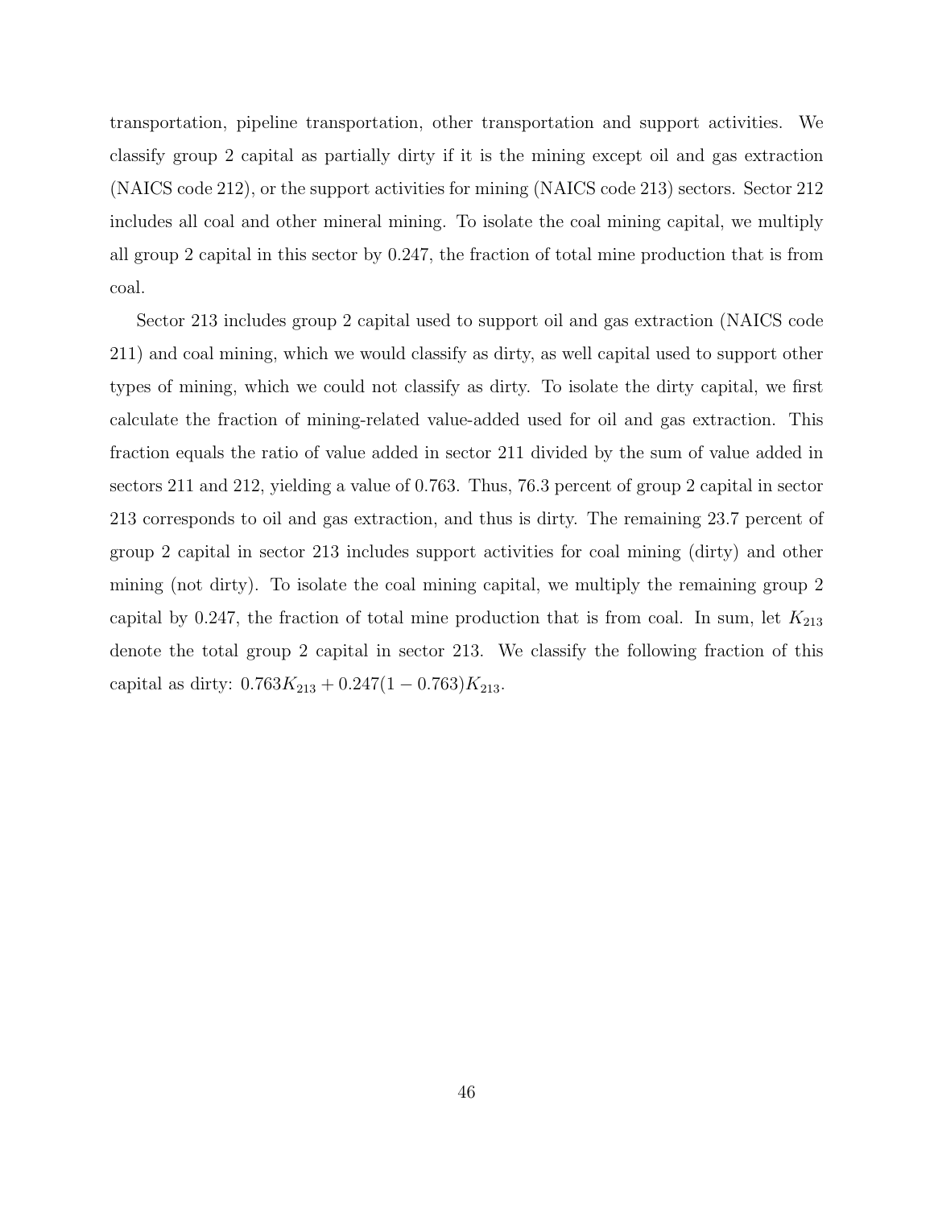transportation, pipeline transportation, other transportation and support activities. We classify group 2 capital as partially dirty if it is the mining except oil and gas extraction (NAICS code 212), or the support activities for mining (NAICS code 213) sectors. Sector 212 includes all coal and other mineral mining. To isolate the coal mining capital, we multiply all group 2 capital in this sector by 0.247, the fraction of total mine production that is from coal.

Sector 213 includes group 2 capital used to support oil and gas extraction (NAICS code 211) and coal mining, which we would classify as dirty, as well capital used to support other types of mining, which we could not classify as dirty. To isolate the dirty capital, we first calculate the fraction of mining-related value-added used for oil and gas extraction. This fraction equals the ratio of value added in sector 211 divided by the sum of value added in sectors 211 and 212, yielding a value of 0.763. Thus, 76.3 percent of group 2 capital in sector 213 corresponds to oil and gas extraction, and thus is dirty. The remaining 23.7 percent of group 2 capital in sector 213 includes support activities for coal mining (dirty) and other mining (not dirty). To isolate the coal mining capital, we multiply the remaining group 2 capital by 0.247, the fraction of total mine production that is from coal. In sum, let $K_{213}$ denote the total group 2 capital in sector 213. We classify the following fraction of this capital as dirty: $0.763K_{213} + 0.247(1 - 0.763)K_{213}$.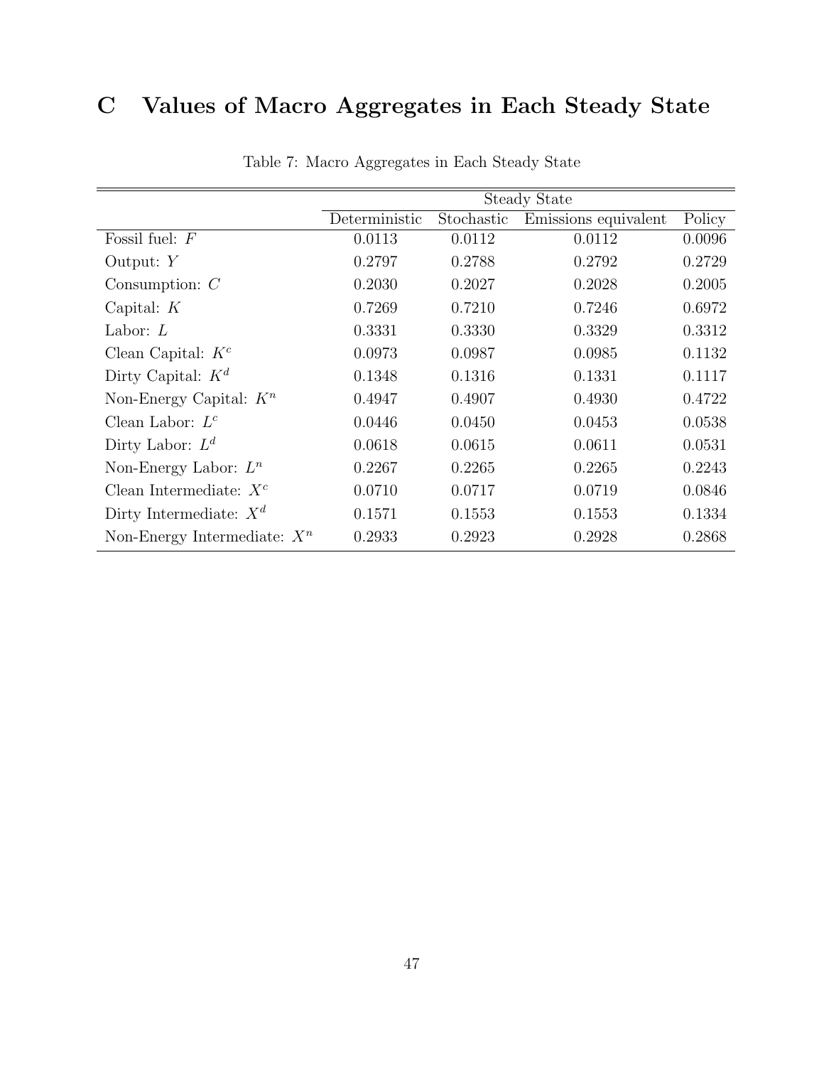# C Values of Macro Aggregates in Each Steady State

Table 7: Macro Aggregates in Each Steady State

| | Steady State | | | |
|---|---|---|---|---|
| | Deterministic | Stochastic | Emissions equivalent | Policy |
| Fossil fuel: $F$ | 0.0113 | 0.0112 | 0.0112 | 0.0096 |
| Output: $Y$ | 0.2797 | 0.2788 | 0.2792 | 0.2729 |
| Consumption: $C$ | 0.2030 | 0.2027 | 0.2028 | 0.2005 |
| Capital: $K$ | 0.7269 | 0.7210 | 0.7246 | 0.6972 |
| Labor: $L$ | 0.3331 | 0.3330 | 0.3329 | 0.3312 |
| Clean Capital: $K^c$ | 0.0973 | 0.0987 | 0.0985 | 0.1132 |
| Dirty Capital: $K^d$ | 0.1348 | 0.1316 | 0.1331 | 0.1117 |
| Non-Energy Capital: $K^n$ | 0.4947 | 0.4907 | 0.4930 | 0.4722 |
| Clean Labor: $L^c$ | 0.0446 | 0.0450 | 0.0453 | 0.0538 |
| Dirty Labor: $L^d$ | 0.0618 | 0.0615 | 0.0611 | 0.0531 |
| Non-Energy Labor: $L^n$ | 0.2267 | 0.2265 | 0.2265 | 0.2243 |
| Clean Intermediate: $X^c$ | 0.0710 | 0.0717 | 0.0719 | 0.0846 |
| Dirty Intermediate: $X^d$ | 0.1571 | 0.1553 | 0.1553 | 0.1334 |
| Non-Energy Intermediate: $X^n$ | 0.2933 | 0.2923 | 0.2928 | 0.2868 |